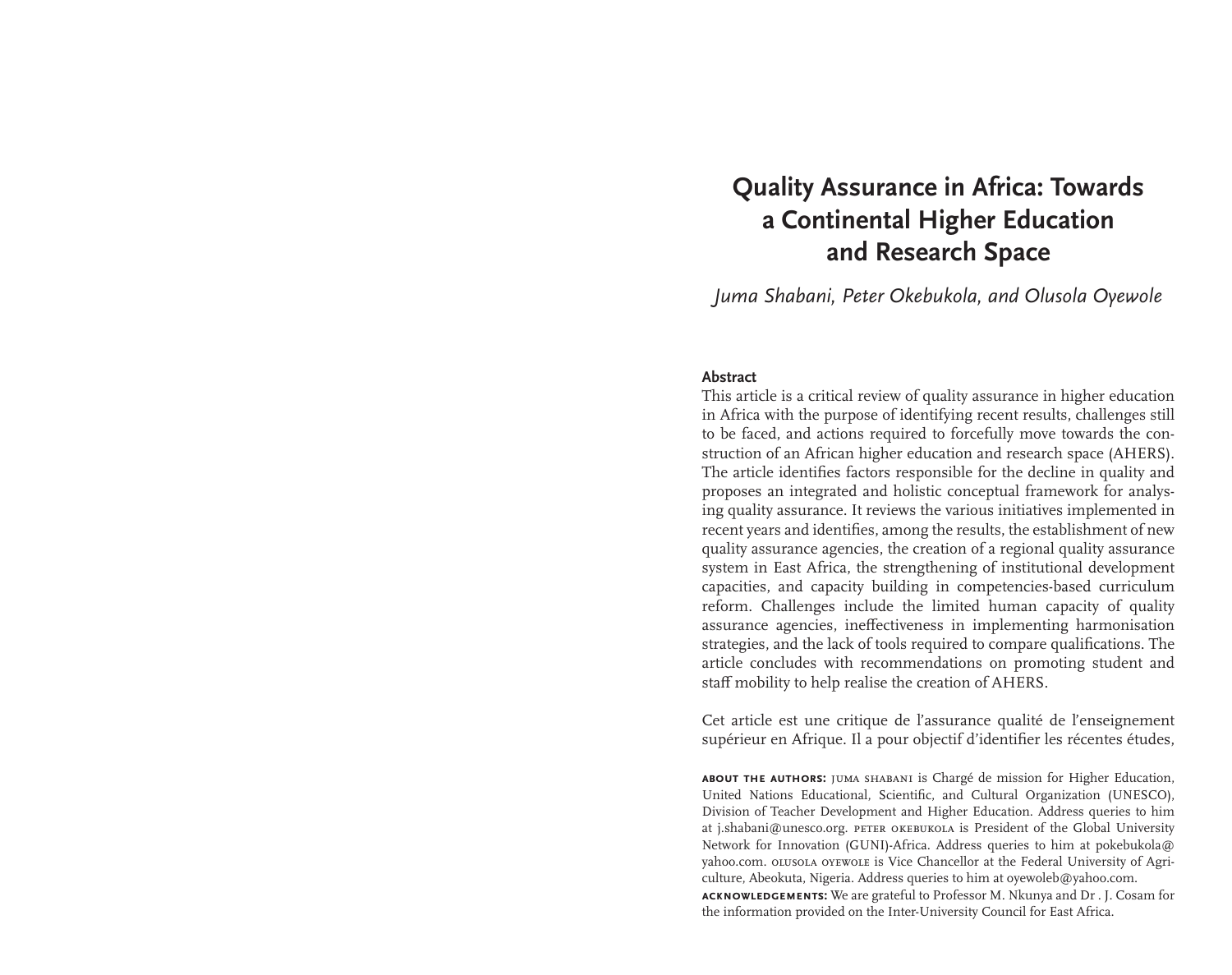# Quality Assurance in Africa: Towards a Continental Higher Education and Research Space

*Juma Shabani, Peter Okebukola, and Olusola Oyewole*

## Abstract

This article is a critical review of quality assurance in higher education in Africa with the purpose of identifying recent results, challenges still to be faced, and actions required to forcefully move towards the construction of an African higher education and research space (AHERS). The article identifies factors responsible for the decline in quality and proposes an integrated and holistic conceptual framework for analysing quality assurance. It reviews the various initiatives implemented in recent years and identifies, among the results, the establishment of new quality assurance agencies, the creation of a regional quality assurance system in East Africa, the strengthening of institutional development capacities, and capacity building in competencies-based curriculum reform. Challenges include the limited human capacity of quality assurance agencies, ineffectiveness in implementing harmonisation strategies, and the lack of tools required to compare qualifications. The article concludes with recommendations on promoting student and staff mobility to help realise the creation of AHERS.

Cet article est une critique de l'assurance qualité de l'enseignement supérieur en Afrique. Il a pour objectif d'identifier les récentes études,

**ABOUT THE AUTHORS:** JUMA SHABANI is Chargé de mission for Higher Education, United Nations Educational, Scientific, and Cultural Organization (UNESCO), Division of Teacher Development and Higher Education. Address queries to him at j.shabani@unesco.org. PETER OKEBUKOLA is President of the Global University Network for Innovation (GUNI)-Africa. Address queries to him at pokebukola@yahoo.com. OLUSOLA OYEWOLE is Vice Chancellor at the Federal University of Agriculture, Abeokuta, Nigeria. Address queries to him at oyewoleb@yahoo.com.

**ACKNOWLEDGEMENTS:** We are grateful to Professor M. Nkunya and Dr . J. Cosam for the information provided on the Inter-University Council for East Africa.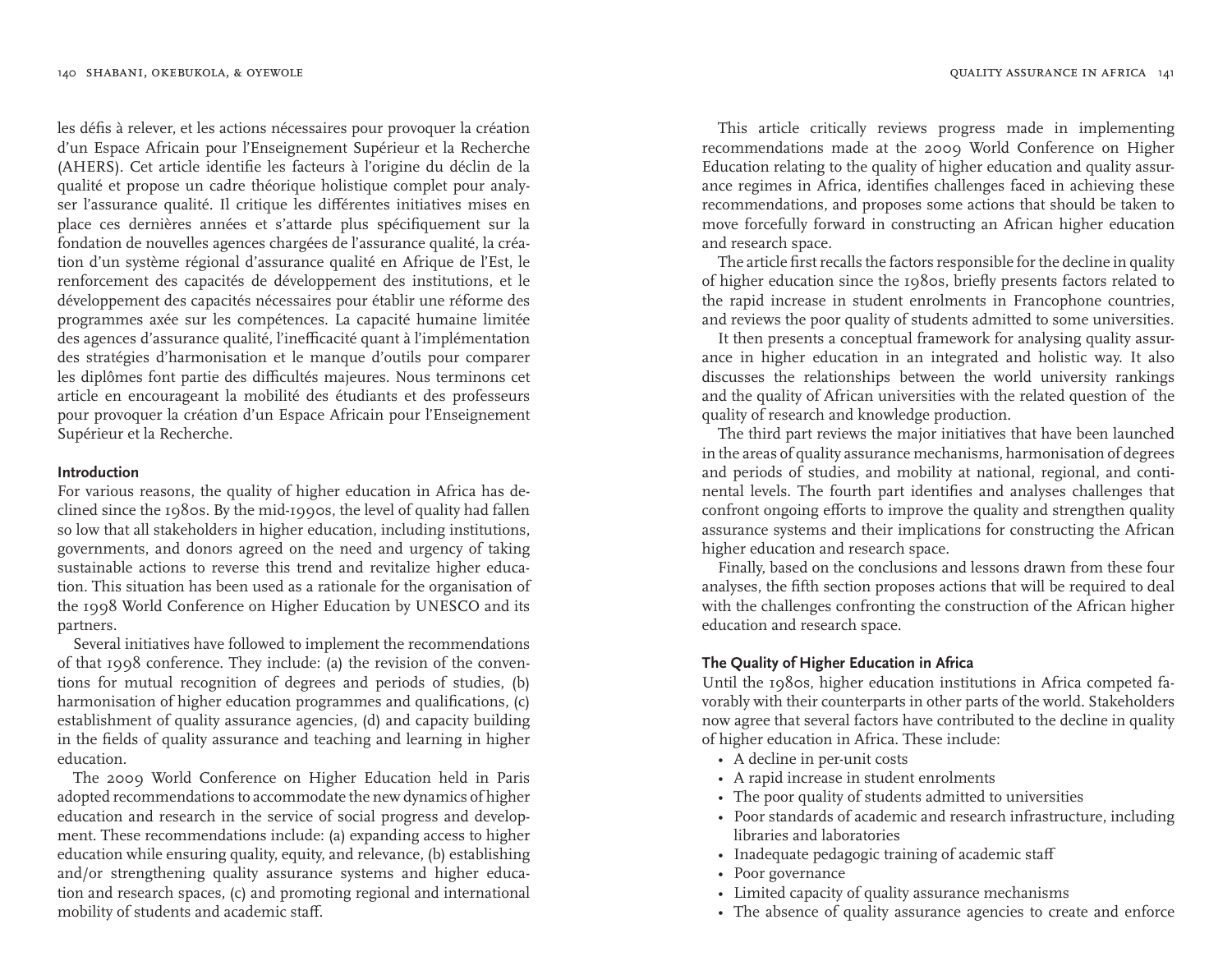les défis à relever, et les actions nécessaires pour provoquer la création d'un Espace Africain pour l'Enseignement Supérieur et la Recherche (AHERS). Cet article identifie les facteurs à l'origine du déclin de la qualité et propose un cadre théorique holistique complet pour analyser l'assurance qualité. Il critique les différentes initiatives mises en place ces dernières années et s'attarde plus spécifiquement sur la fondation de nouvelles agences chargées de l'assurance qualité, la création d'un système régional d'assurance qualité en Afrique de l'Est, le renforcement des capacités de développement des institutions, et le développement des capacités nécessaires pour établir une réforme des programmes axée sur les compétences. La capacité humaine limitée des agences d'assurance qualité, l'inefficacité quant à l'implémentation des stratégies d'harmonisation et le manque d'outils pour comparer les diplômes font partie des difficultés majeures. Nous terminons cet article en encourageant la mobilité des étudiants et des professeurs pour provoquer la création d'un Espace Africain pour l'Enseignement Supérieur et la Recherche.

## Introduction

For various reasons, the quality of higher education in Africa has declined since the 1980s. By the mid-1990s, the level of quality had fallen so low that all stakeholders in higher education, including institutions, governments, and donors agreed on the need and urgency of taking sustainable actions to reverse this trend and revitalize higher education. This situation has been used as a rationale for the organisation of the 1998 World Conference on Higher Education by UNESCO and its partners.

Several initiatives have followed to implement the recommendations of that 1998 conference. They include: (a) the revision of the conventions for mutual recognition of degrees and periods of studies, (b) harmonisation of higher education programmes and qualifications, (c) establishment of quality assurance agencies, (d) and capacity building in the fields of quality assurance and teaching and learning in higher education.

The 2009 World Conference on Higher Education held in Paris adopted recommendations to accommodate the new dynamics of higher education and research in the service of social progress and development. These recommendations include: (a) expanding access to higher education while ensuring quality, equity, and relevance, (b) establishing and/or strengthening quality assurance systems and higher education and research spaces, (c) and promoting regional and international mobility of students and academic staff.

This article critically reviews progress made in implementing recommendations made at the 2009 World Conference on Higher Education relating to the quality of higher education and quality assurance regimes in Africa, identifies challenges faced in achieving these recommendations, and proposes some actions that should be taken to move forcefully forward in constructing an African higher education and research space.

The article first recalls the factors responsible for the decline in quality of higher education since the 1980s, briefly presents factors related to the rapid increase in student enrolments in Francophone countries, and reviews the poor quality of students admitted to some universities.

It then presents a conceptual framework for analysing quality assurance in higher education in an integrated and holistic way. It also discusses the relationships between the world university rankings and the quality of African universities with the related question of the quality of research and knowledge production.

The third part reviews the major initiatives that have been launched in the areas of quality assurance mechanisms, harmonisation of degrees and periods of studies, and mobility at national, regional, and continental levels. The fourth part identifies and analyses challenges that confront ongoing efforts to improve the quality and strengthen quality assurance systems and their implications for constructing the African higher education and research space.

Finally, based on the conclusions and lessons drawn from these four analyses, the fifth section proposes actions that will be required to deal with the challenges confronting the construction of the African higher education and research space.

## The Quality of Higher Education in Africa

Until the 1980s, higher education institutions in Africa competed favorably with their counterparts in other parts of the world. Stakeholders now agree that several factors have contributed to the decline in quality of higher education in Africa. These include:

- A decline in per-unit costs
- A rapid increase in student enrolments
- The poor quality of students admitted to universities
- Poor standards of academic and research infrastructure, including libraries and laboratories
- Inadequate pedagogic training of academic staff
- Poor governance
- Limited capacity of quality assurance mechanisms
- The absence of quality assurance agencies to create and enforce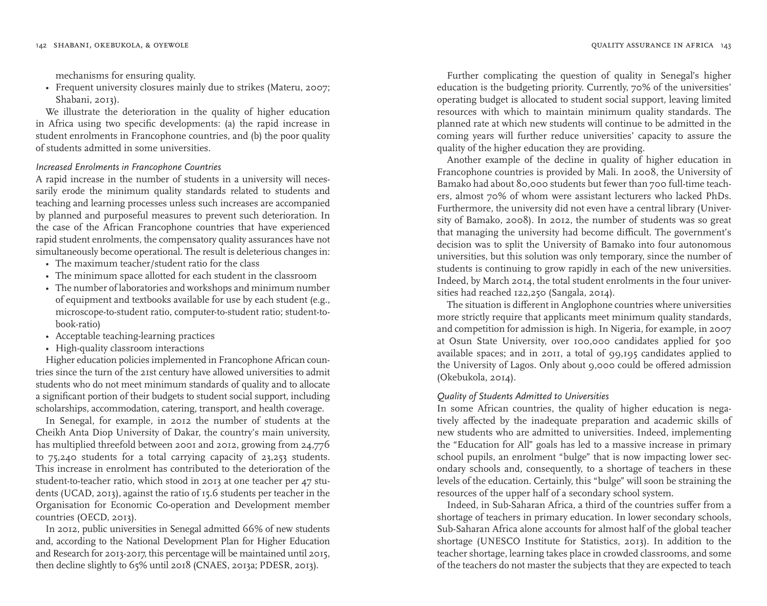mechanisms for ensuring quality.

- Frequent university closures mainly due to strikes (Materu, 2007; Shabani, 2013).

We illustrate the deterioration in the quality of higher education in Africa using two specific developments: (a) the rapid increase in student enrolments in Francophone countries, and (b) the poor quality of students admitted in some universities.

### *Increased Enrolments in Francophone Countries*

A rapid increase in the number of students in a university will necessarily erode the minimum quality standards related to students and teaching and learning processes unless such increases are accompanied by planned and purposeful measures to prevent such deterioration. In the case of the African Francophone countries that have experienced rapid student enrolments, the compensatory quality assurances have not simultaneously become operational. The result is deleterious changes in:

- The maximum teacher/student ratio for the class
- The minimum space allotted for each student in the classroom
- The number of laboratories and workshops and minimum number of equipment and textbooks available for use by each student (e.g., microscope-to-student ratio, computer-to-student ratio; student-to-book-ratio)
- Acceptable teaching-learning practices
- High-quality classroom interactions

Higher education policies implemented in Francophone African countries since the turn of the 21st century have allowed universities to admit students who do not meet minimum standards of quality and to allocate a significant portion of their budgets to student social support, including scholarships, accommodation, catering, transport, and health coverage.

In Senegal, for example, in 2012 the number of students at the Cheikh Anta Diop University of Dakar, the country's main university, has multiplied threefold between 2001 and 2012, growing from 24,776 to 75,240 students for a total carrying capacity of 23,253 students. This increase in enrolment has contributed to the deterioration of the student-to-teacher ratio, which stood in 2013 at one teacher per 47 students (UCAD, 2013), against the ratio of 15.6 students per teacher in the Organisation for Economic Co-operation and Development member countries (OECD, 2013).

In 2012, public universities in Senegal admitted 66% of new students and, according to the National Development Plan for Higher Education and Research for 2013-2017, this percentage will be maintained until 2015, then decline slightly to 65% until 2018 (CNAES, 2013a; PDESR, 2013).

Further complicating the question of quality in Senegal's higher education is the budgeting priority. Currently, 70% of the universities' operating budget is allocated to student social support, leaving limited resources with which to maintain minimum quality standards. The planned rate at which new students will continue to be admitted in the coming years will further reduce universities' capacity to assure the quality of the higher education they are providing.

Another example of the decline in quality of higher education in Francophone countries is provided by Mali. In 2008, the University of Bamako had about 80,000 students but fewer than 700 full-time teachers, almost 70% of whom were assistant lecturers who lacked PhDs. Furthermore, the university did not even have a central library (University of Bamako, 2008). In 2012, the number of students was so great that managing the university had become difficult. The government's decision was to split the University of Bamako into four autonomous universities, but this solution was only temporary, since the number of students is continuing to grow rapidly in each of the new universities. Indeed, by March 2014, the total student enrolments in the four universities had reached 122,250 (Sangala, 2014).

The situation is different in Anglophone countries where universities more strictly require that applicants meet minimum quality standards, and competition for admission is high. In Nigeria, for example, in 2007 at Osun State University, over 100,000 candidates applied for 500 available spaces; and in 2011, a total of 99,195 candidates applied to the University of Lagos. Only about 9,000 could be offered admission (Okebukola, 2014).

### *Quality of Students Admitted to Universities*

In some African countries, the quality of higher education is negatively affected by the inadequate preparation and academic skills of new students who are admitted to universities. Indeed, implementing the "Education for All" goals has led to a massive increase in primary school pupils, an enrolment "bulge" that is now impacting lower secondary schools and, consequently, to a shortage of teachers in these levels of the education. Certainly, this "bulge" will soon be straining the resources of the upper half of a secondary school system.

Indeed, in Sub-Saharan Africa, a third of the countries suffer from a shortage of teachers in primary education. In lower secondary schools, Sub-Saharan Africa alone accounts for almost half of the global teacher shortage (UNESCO Institute for Statistics, 2013). In addition to the teacher shortage, learning takes place in crowded classrooms, and some of the teachers do not master the subjects that they are expected to teach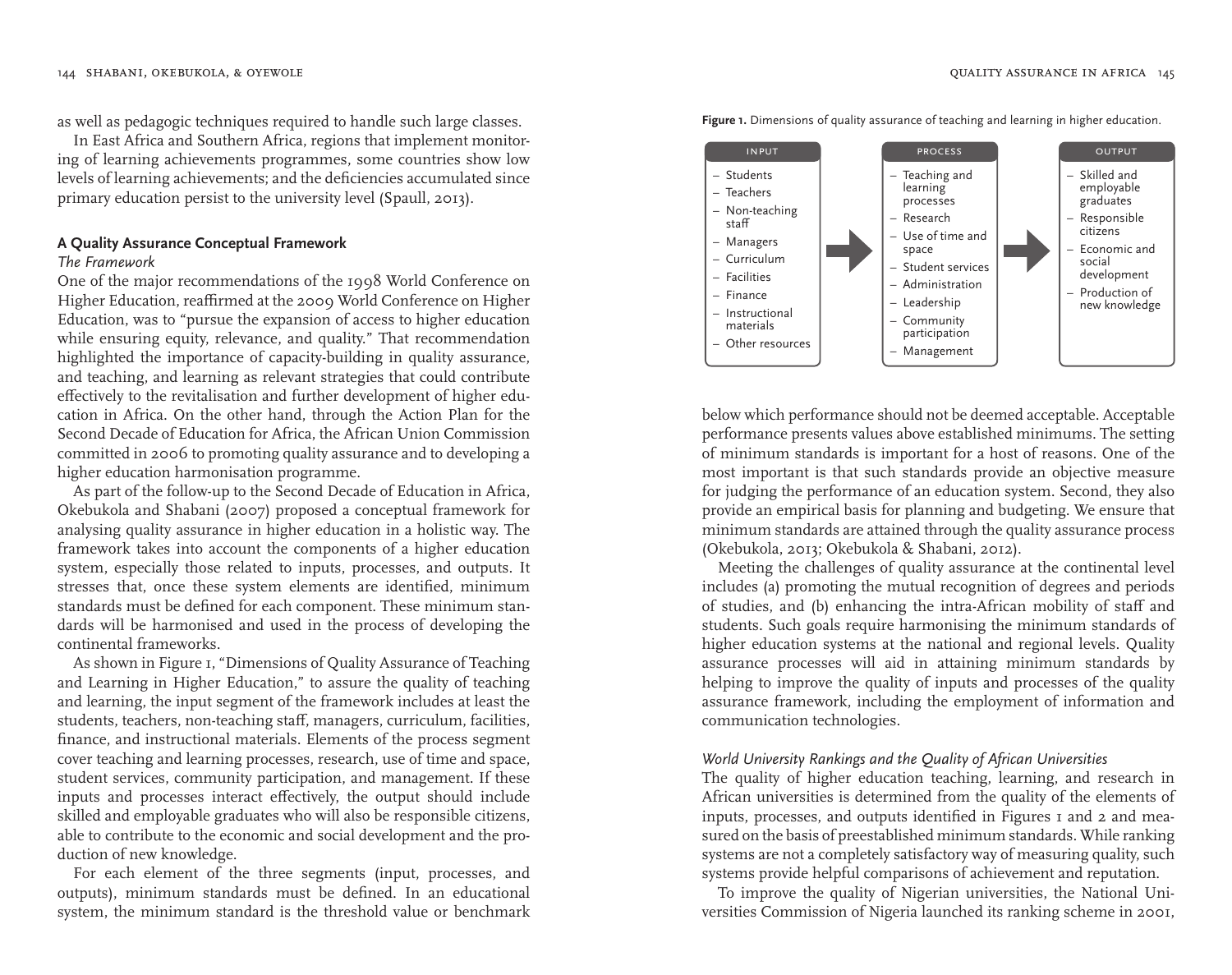as well as pedagogic techniques required to handle such large classes.

In East Africa and Southern Africa, regions that implement monitoring of learning achievements programmes, some countries show low levels of learning achievements; and the deficiencies accumulated since primary education persist to the university level (Spaull, 2013).

## A Quality Assurance Conceptual Framework

### *The Framework*

One of the major recommendations of the 1998 World Conference on Higher Education, reaffirmed at the 2009 World Conference on Higher Education, was to "pursue the expansion of access to higher education while ensuring equity, relevance, and quality." That recommendation highlighted the importance of capacity-building in quality assurance, and teaching, and learning as relevant strategies that could contribute effectively to the revitalisation and further development of higher education in Africa. On the other hand, through the Action Plan for the Second Decade of Education for Africa, the African Union Commission committed in 2006 to promoting quality assurance and to developing a higher education harmonisation programme.

As part of the follow-up to the Second Decade of Education in Africa, Okebukola and Shabani (2007) proposed a conceptual framework for analysing quality assurance in higher education in a holistic way. The framework takes into account the components of a higher education system, especially those related to inputs, processes, and outputs. It stresses that, once these system elements are identified, minimum standards must be defined for each component. These minimum standards will be harmonised and used in the process of developing the continental frameworks.

As shown in Figure 1, "Dimensions of Quality Assurance of Teaching and Learning in Higher Education," to assure the quality of teaching and learning, the input segment of the framework includes at least the students, teachers, non-teaching staff, managers, curriculum, facilities, finance, and instructional materials. Elements of the process segment cover teaching and learning processes, research, use of time and space, student services, community participation, and management. If these inputs and processes interact effectively, the output should include skilled and employable graduates who will also be responsible citizens, able to contribute to the economic and social development and the production of new knowledge.

For each element of the three segments (input, processes, and outputs), minimum standards must be defined. In an educational system, the minimum standard is the threshold value or benchmark below which performance should not be deemed acceptable. Acceptable performance presents values above established minimums. The setting of minimum standards is important for a host of reasons. One of the most important is that such standards provide an objective measure for judging the performance of an education system. Second, they also provide an empirical basis for planning and budgeting. We ensure that minimum standards are attained through the quality assurance process (Okebukola, 2013; Okebukola & Shabani, 2012).

**Figure 1.** Dimensions of quality assurance of teaching and learning in higher education.

INPUT
- Students
- Teachers
- Non-teaching staff
- Managers
- Curriculum
- Facilities
- Finance
- Instructional materials
- Other resources

PROCESS
- Teaching and learning processes
- Research
- Use of time and space
- Student services
- Administration
- Leadership
- Community participation
- Management

OUTPUT
- Skilled and employable graduates
- Responsible citizens
- Economic and social development
- Production of new knowledge

Meeting the challenges of quality assurance at the continental level includes (a) promoting the mutual recognition of degrees and periods of studies, and (b) enhancing the intra-African mobility of staff and students. Such goals require harmonising the minimum standards of higher education systems at the national and regional levels. Quality assurance processes will aid in attaining minimum standards by helping to improve the quality of inputs and processes of the quality assurance framework, including the employment of information and communication technologies.

### *World University Rankings and the Quality of African Universities*

The quality of higher education teaching, learning, and research in African universities is determined from the quality of the elements of inputs, processes, and outputs identified in Figures 1 and 2 and measured on the basis of preestablished minimum standards. While ranking systems are not a completely satisfactory way of measuring quality, such systems provide helpful comparisons of achievement and reputation.

To improve the quality of Nigerian universities, the National Universities Commission of Nigeria launched its ranking scheme in 2001,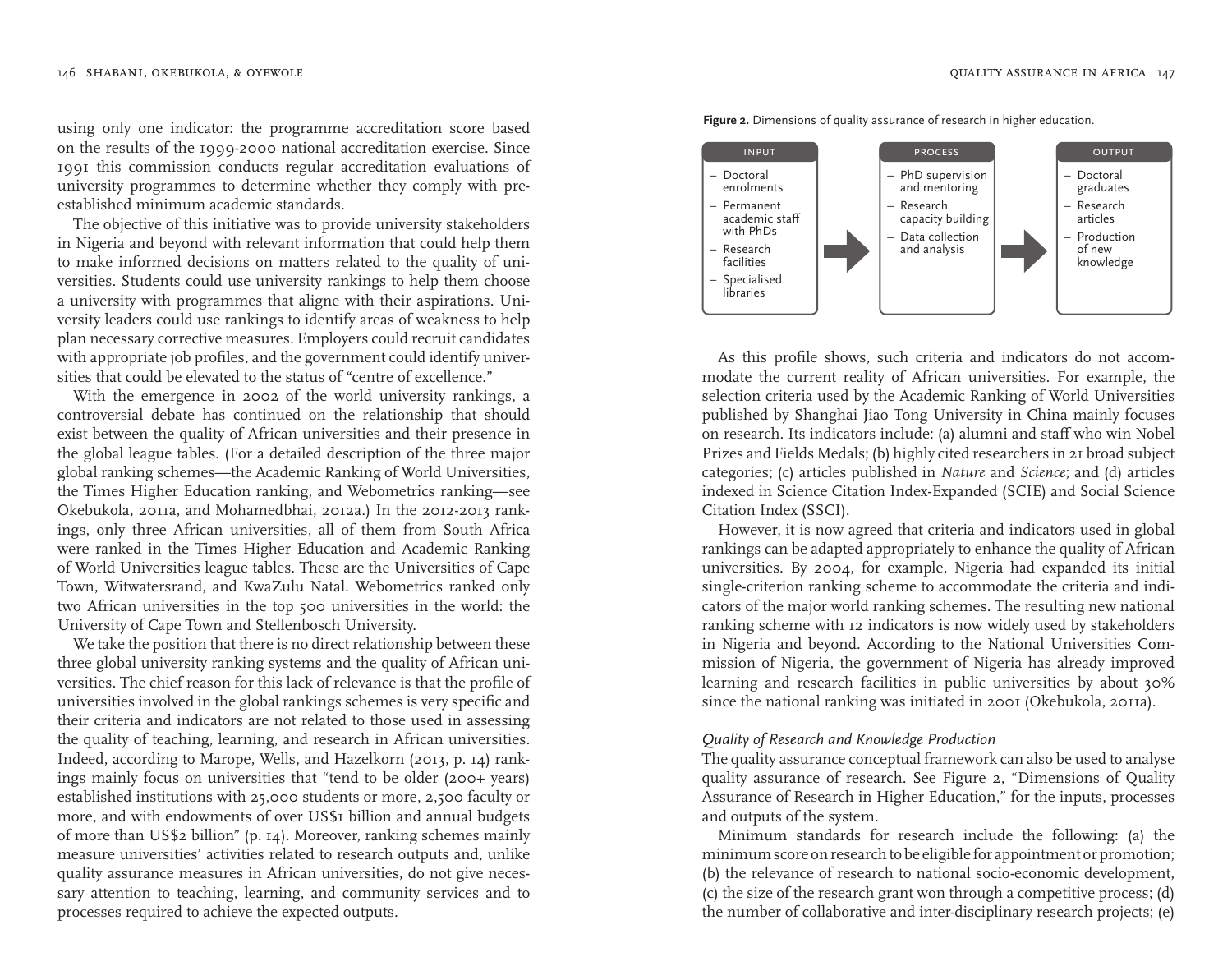using only one indicator: the programme accreditation score based on the results of the 1999-2000 national accreditation exercise. Since 1991 this commission conducts regular accreditation evaluations of university programmes to determine whether they comply with pre-established minimum academic standards.

The objective of this initiative was to provide university stakeholders in Nigeria and beyond with relevant information that could help them to make informed decisions on matters related to the quality of universities. Students could use university rankings to help them choose a university with programmes that aligne with their aspirations. University leaders could use rankings to identify areas of weakness to help plan necessary corrective measures. Employers could recruit candidates with appropriate job profiles, and the government could identify universities that could be elevated to the status of "centre of excellence."

With the emergence in 2002 of the world university rankings, a controversial debate has continued on the relationship that should exist between the quality of African universities and their presence in the global league tables. (For a detailed description of the three major global ranking schemes—the Academic Ranking of World Universities, the Times Higher Education ranking, and Webometrics ranking—see Okebukola, 2011a, and Mohamedbhai, 2012a.) In the 2012-2013 rankings, only three African universities, all of them from South Africa were ranked in the Times Higher Education and Academic Ranking of World Universities league tables. These are the Universities of Cape Town, Witwatersrand, and KwaZulu Natal. Webometrics ranked only two African universities in the top 500 universities in the world: the University of Cape Town and Stellenbosch University.

We take the position that there is no direct relationship between these three global university ranking systems and the quality of African universities. The chief reason for this lack of relevance is that the profile of universities involved in the global rankings schemes is very specific and their criteria and indicators are not related to those used in assessing the quality of teaching, learning, and research in African universities. Indeed, according to Marope, Wells, and Hazelkorn (2013, p. 14) rankings mainly focus on universities that "tend to be older (200+ years) established institutions with 25,000 students or more, 2,500 faculty or more, and with endowments of over US$1 billion and annual budgets of more than US$2 billion" (p. 14). Moreover, ranking schemes mainly measure universities' activities related to research outputs and, unlike quality assurance measures in African universities, do not give necessary attention to teaching, learning, and community services and to processes required to achieve the expected outputs.

**Figure 2.** Dimensions of quality assurance of research in higher education.

| INPUT | PROCESS | OUTPUT |
|---|---|---|
| – Doctoral enrolments<br>– Permanent academic staff with PhDs<br>– Research facilities<br>– Specialised libraries | – PhD supervision and mentoring<br>– Research capacity building<br>– Data collection and analysis | – Doctoral graduates<br>– Research articles<br>– Production of new knowledge |

As this profile shows, such criteria and indicators do not accommodate the current reality of African universities. For example, the selection criteria used by the Academic Ranking of World Universities published by Shanghai Jiao Tong University in China mainly focuses on research. Its indicators include: (a) alumni and staff who win Nobel Prizes and Fields Medals; (b) highly cited researchers in 21 broad subject categories; (c) articles published in *Nature* and *Science*; and (d) articles indexed in Science Citation Index-Expanded (SCIE) and Social Science Citation Index (SSCI).

However, it is now agreed that criteria and indicators used in global rankings can be adapted appropriately to enhance the quality of African universities. By 2004, for example, Nigeria had expanded its initial single-criterion ranking scheme to accommodate the criteria and indicators of the major world ranking schemes. The resulting new national ranking scheme with 12 indicators is now widely used by stakeholders in Nigeria and beyond. According to the National Universities Commission of Nigeria, the government of Nigeria has already improved learning and research facilities in public universities by about 30% since the national ranking was initiated in 2001 (Okebukola, 2011a).

### *Quality of Research and Knowledge Production*

The quality assurance conceptual framework can also be used to analyse quality assurance of research. See Figure 2, "Dimensions of Quality Assurance of Research in Higher Education," for the inputs, processes and outputs of the system.

Minimum standards for research include the following: (a) the minimum score on research to be eligible for appointment or promotion; (b) the relevance of research to national socio-economic development, (c) the size of the research grant won through a competitive process; (d) the number of collaborative and inter-disciplinary research projects; (e)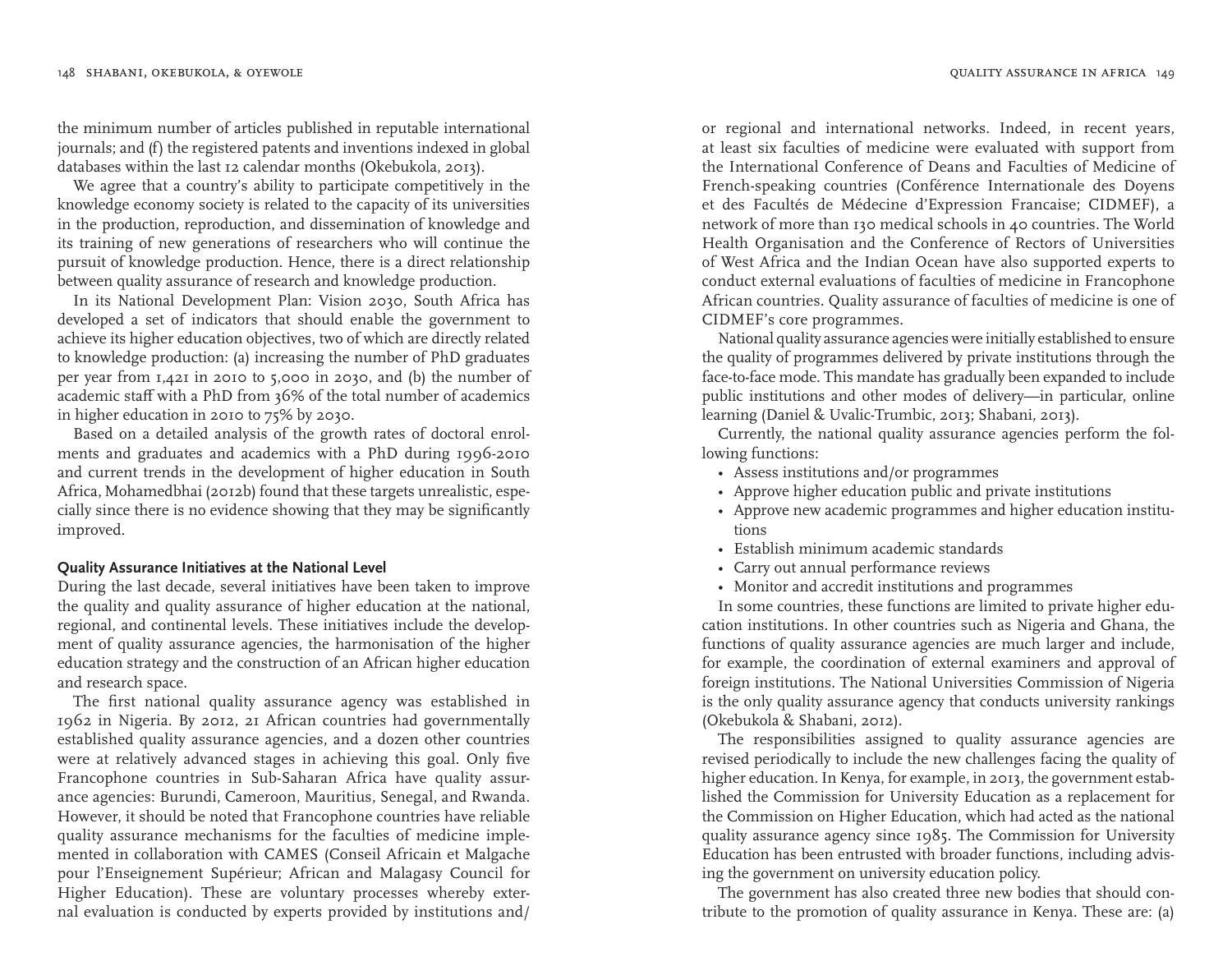the minimum number of articles published in reputable international journals; and (f) the registered patents and inventions indexed in global databases within the last 12 calendar months (Okebukola, 2013).

We agree that a country's ability to participate competitively in the knowledge economy society is related to the capacity of its universities in the production, reproduction, and dissemination of knowledge and its training of new generations of researchers who will continue the pursuit of knowledge production. Hence, there is a direct relationship between quality assurance of research and knowledge production.

In its National Development Plan: Vision 2030, South Africa has developed a set of indicators that should enable the government to achieve its higher education objectives, two of which are directly related to knowledge production: (a) increasing the number of PhD graduates per year from 1,421 in 2010 to 5,000 in 2030, and (b) the number of academic staff with a PhD from 36% of the total number of academics in higher education in 2010 to 75% by 2030.

Based on a detailed analysis of the growth rates of doctoral enrolments and graduates and academics with a PhD during 1996-2010 and current trends in the development of higher education in South Africa, Mohamedbhai (2012b) found that these targets unrealistic, especially since there is no evidence showing that they may be significantly improved.

## Quality Assurance Initiatives at the National Level

During the last decade, several initiatives have been taken to improve the quality and quality assurance of higher education at the national, regional, and continental levels. These initiatives include the development of quality assurance agencies, the harmonisation of the higher education strategy and the construction of an African higher education and research space.

The first national quality assurance agency was established in 1962 in Nigeria. By 2012, 21 African countries had governmentally established quality assurance agencies, and a dozen other countries were at relatively advanced stages in achieving this goal. Only five Francophone countries in Sub-Saharan Africa have quality assurance agencies: Burundi, Cameroon, Mauritius, Senegal, and Rwanda. However, it should be noted that Francophone countries have reliable quality assurance mechanisms for the faculties of medicine implemented in collaboration with CAMES (Conseil Africain et Malgache pour l'Enseignement Supérieur; African and Malagasy Council for Higher Education). These are voluntary processes whereby external evaluation is conducted by experts provided by institutions and/or regional and international networks. Indeed, in recent years, at least six faculties of medicine were evaluated with support from the International Conference of Deans and Faculties of Medicine of French-speaking countries (Conférence Internationale des Doyens et des Facultés de Médecine d'Expression Francaise; CIDMEF), a network of more than 130 medical schools in 40 countries. The World Health Organisation and the Conference of Rectors of Universities of West Africa and the Indian Ocean have also supported experts to conduct external evaluations of faculties of medicine in Francophone African countries. Quality assurance of faculties of medicine is one of CIDMEF's core programmes.

National quality assurance agencies were initially established to ensure the quality of programmes delivered by private institutions through the face-to-face mode. This mandate has gradually been expanded to include public institutions and other modes of delivery—in particular, online learning (Daniel & Uvalic-Trumbic, 2013; Shabani, 2013).

Currently, the national quality assurance agencies perform the following functions:

- Assess institutions and/or programmes
- Approve higher education public and private institutions
- Approve new academic programmes and higher education institutions
- Establish minimum academic standards
- Carry out annual performance reviews
- Monitor and accredit institutions and programmes

In some countries, these functions are limited to private higher education institutions. In other countries such as Nigeria and Ghana, the functions of quality assurance agencies are much larger and include, for example, the coordination of external examiners and approval of foreign institutions. The National Universities Commission of Nigeria is the only quality assurance agency that conducts university rankings (Okebukola & Shabani, 2012).

The responsibilities assigned to quality assurance agencies are revised periodically to include the new challenges facing the quality of higher education. In Kenya, for example, in 2013, the government established the Commission for University Education as a replacement for the Commission on Higher Education, which had acted as the national quality assurance agency since 1985. The Commission for University Education has been entrusted with broader functions, including advising the government on university education policy.

The government has also created three new bodies that should contribute to the promotion of quality assurance in Kenya. These are: (a)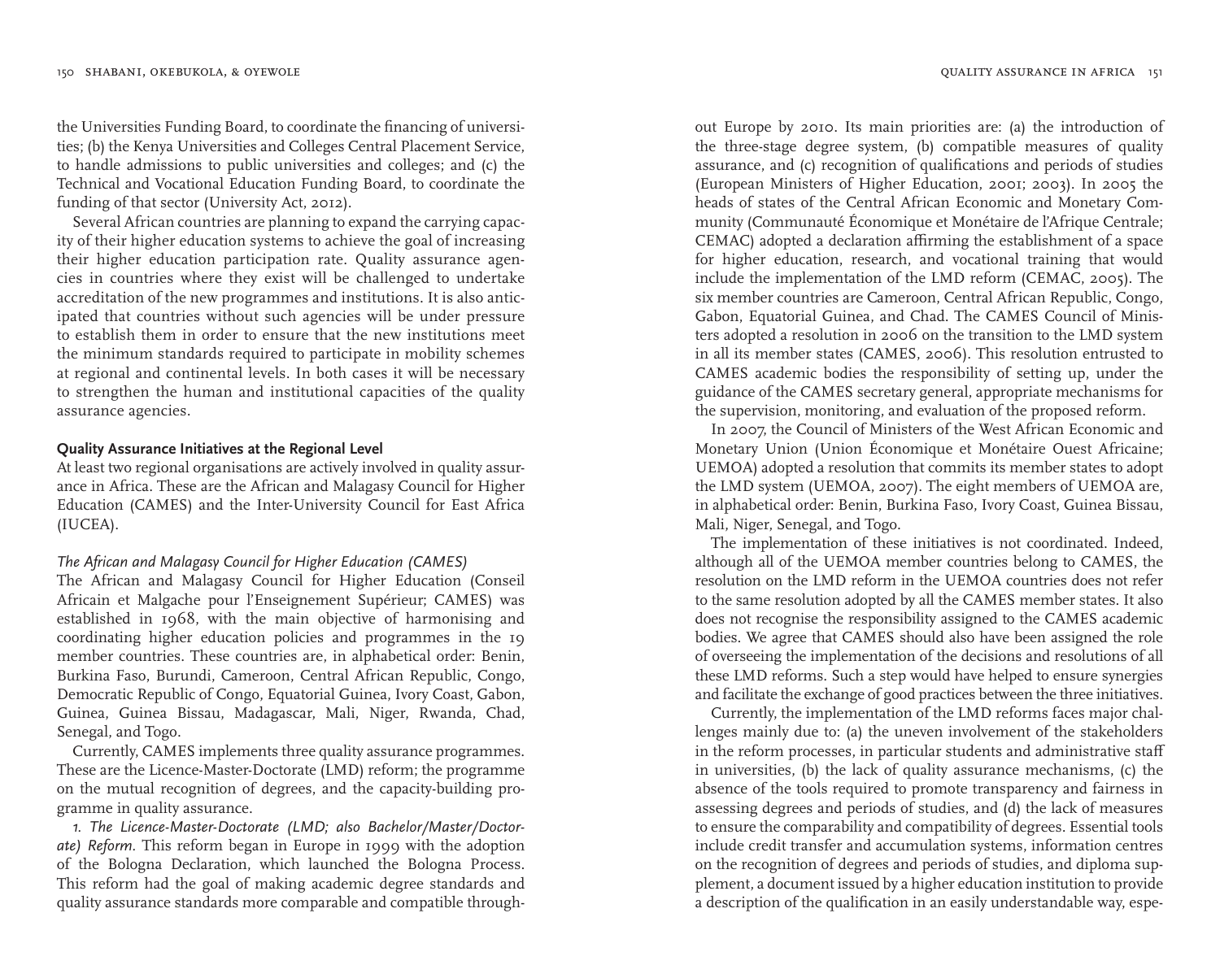the Universities Funding Board, to coordinate the financing of universities; (b) the Kenya Universities and Colleges Central Placement Service, to handle admissions to public universities and colleges; and (c) the Technical and Vocational Education Funding Board, to coordinate the funding of that sector (University Act, 2012).

Several African countries are planning to expand the carrying capacity of their higher education systems to achieve the goal of increasing their higher education participation rate. Quality assurance agencies in countries where they exist will be challenged to undertake accreditation of the new programmes and institutions. It is also anticipated that countries without such agencies will be under pressure to establish them in order to ensure that the new institutions meet the minimum standards required to participate in mobility schemes at regional and continental levels. In both cases it will be necessary to strengthen the human and institutional capacities of the quality assurance agencies.

### Quality Assurance Initiatives at the Regional Level

At least two regional organisations are actively involved in quality assurance in Africa. These are the African and Malagasy Council for Higher Education (CAMES) and the Inter-University Council for East Africa (IUCEA).

#### *The African and Malagasy Council for Higher Education (CAMES)*

The African and Malagasy Council for Higher Education (Conseil Africain et Malgache pour l'Enseignement Supérieur; CAMES) was established in 1968, with the main objective of harmonising and coordinating higher education policies and programmes in the 19 member countries. These countries are, in alphabetical order: Benin, Burkina Faso, Burundi, Cameroon, Central African Republic, Congo, Democratic Republic of Congo, Equatorial Guinea, Ivory Coast, Gabon, Guinea, Guinea Bissau, Madagascar, Mali, Niger, Rwanda, Chad, Senegal, and Togo.

Currently, CAMES implements three quality assurance programmes. These are the Licence-Master-Doctorate (LMD) reform; the programme on the mutual recognition of degrees, and the capacity-building programme in quality assurance.

*1. The Licence-Master-Doctorate (LMD; also Bachelor/Master/Doctorate) Reform.* This reform began in Europe in 1999 with the adoption of the Bologna Declaration, which launched the Bologna Process. This reform had the goal of making academic degree standards and quality assurance standards more comparable and compatible throughout Europe by 2010. Its main priorities are: (a) the introduction of the three-stage degree system, (b) compatible measures of quality assurance, and (c) recognition of qualifications and periods of studies (European Ministers of Higher Education, 2001; 2003). In 2005 the heads of states of the Central African Economic and Monetary Community (Communauté Économique et Monétaire de l'Afrique Centrale; CEMAC) adopted a declaration affirming the establishment of a space for higher education, research, and vocational training that would include the implementation of the LMD reform (CEMAC, 2005). The six member countries are Cameroon, Central African Republic, Congo, Gabon, Equatorial Guinea, and Chad. The CAMES Council of Ministers adopted a resolution in 2006 on the transition to the LMD system in all its member states (CAMES, 2006). This resolution entrusted to CAMES academic bodies the responsibility of setting up, under the guidance of the CAMES secretary general, appropriate mechanisms for the supervision, monitoring, and evaluation of the proposed reform.

In 2007, the Council of Ministers of the West African Economic and Monetary Union (Union Économique et Monétaire Ouest Africaine; UEMOA) adopted a resolution that commits its member states to adopt the LMD system (UEMOA, 2007). The eight members of UEMOA are, in alphabetical order: Benin, Burkina Faso, Ivory Coast, Guinea Bissau, Mali, Niger, Senegal, and Togo.

The implementation of these initiatives is not coordinated. Indeed, although all of the UEMOA member countries belong to CAMES, the resolution on the LMD reform in the UEMOA countries does not refer to the same resolution adopted by all the CAMES member states. It also does not recognise the responsibility assigned to the CAMES academic bodies. We agree that CAMES should also have been assigned the role of overseeing the implementation of the decisions and resolutions of all these LMD reforms. Such a step would have helped to ensure synergies and facilitate the exchange of good practices between the three initiatives.

Currently, the implementation of the LMD reforms faces major challenges mainly due to: (a) the uneven involvement of the stakeholders in the reform processes, in particular students and administrative staff in universities, (b) the lack of quality assurance mechanisms, (c) the absence of the tools required to promote transparency and fairness in assessing degrees and periods of studies, and (d) the lack of measures to ensure the comparability and compatibility of degrees. Essential tools include credit transfer and accumulation systems, information centres on the recognition of degrees and periods of studies, and diploma supplement, a document issued by a higher education institution to provide a description of the qualification in an easily understandable way, espe-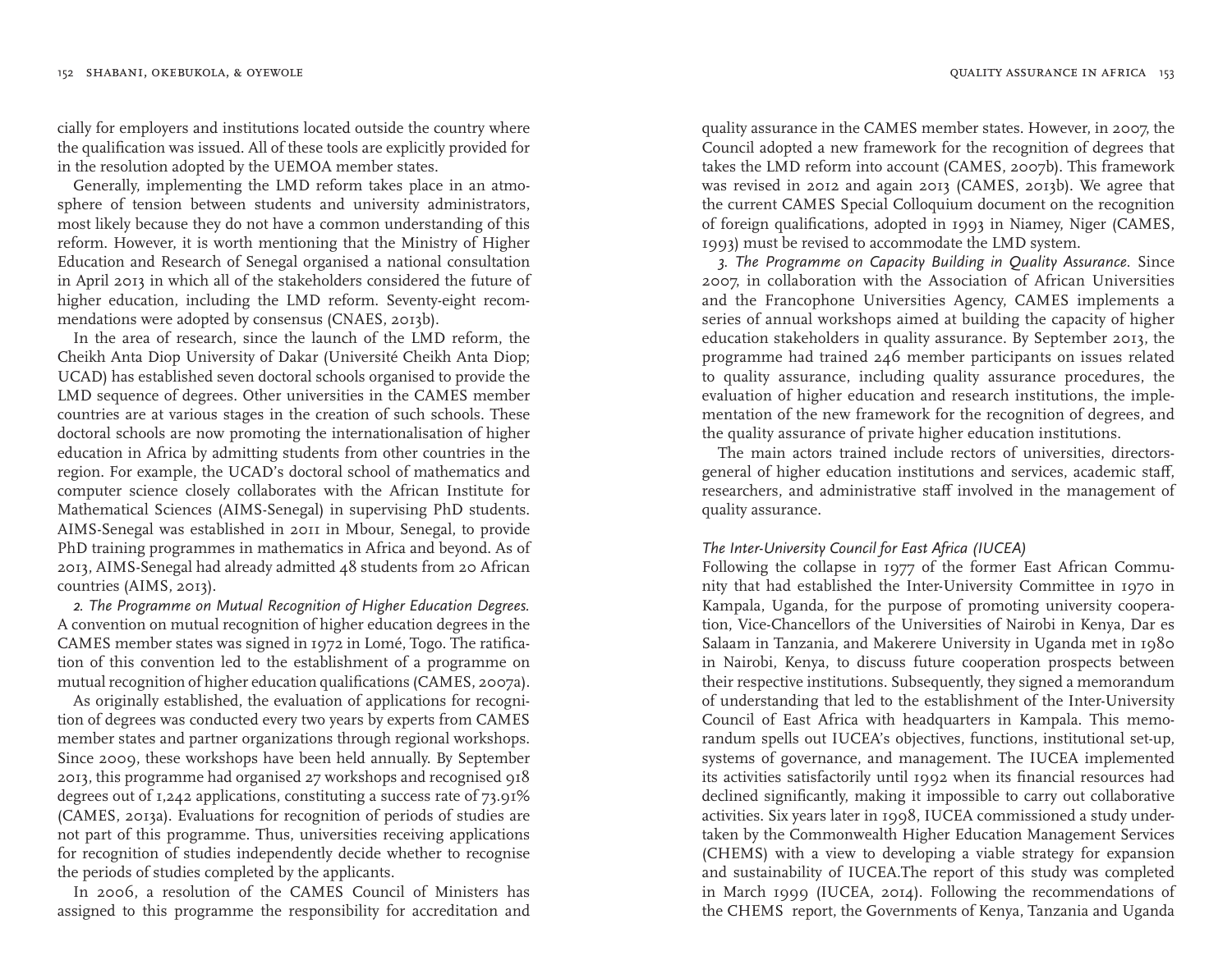cially for employers and institutions located outside the country where the qualification was issued. All of these tools are explicitly provided for in the resolution adopted by the UEMOA member states.

Generally, implementing the LMD reform takes place in an atmosphere of tension between students and university administrators, most likely because they do not have a common understanding of this reform. However, it is worth mentioning that the Ministry of Higher Education and Research of Senegal organised a national consultation in April 2013 in which all of the stakeholders considered the future of higher education, including the LMD reform. Seventy-eight recommendations were adopted by consensus (CNAES, 2013b).

In the area of research, since the launch of the LMD reform, the Cheikh Anta Diop University of Dakar (Université Cheikh Anta Diop; UCAD) has established seven doctoral schools organised to provide the LMD sequence of degrees. Other universities in the CAMES member countries are at various stages in the creation of such schools. These doctoral schools are now promoting the internationalisation of higher education in Africa by admitting students from other countries in the region. For example, the UCAD's doctoral school of mathematics and computer science closely collaborates with the African Institute for Mathematical Sciences (AIMS-Senegal) in supervising PhD students. AIMS-Senegal was established in 2011 in Mbour, Senegal, to provide PhD training programmes in mathematics in Africa and beyond. As of 2013, AIMS-Senegal had already admitted 48 students from 20 African countries (AIMS, 2013).

*2. The Programme on Mutual Recognition of Higher Education Degrees.* A convention on mutual recognition of higher education degrees in the CAMES member states was signed in 1972 in Lomé, Togo. The ratification of this convention led to the establishment of a programme on mutual recognition of higher education qualifications (CAMES, 2007a).

As originally established, the evaluation of applications for recognition of degrees was conducted every two years by experts from CAMES member states and partner organizations through regional workshops. Since 2009, these workshops have been held annually. By September 2013, this programme had organised 27 workshops and recognised 918 degrees out of 1,242 applications, constituting a success rate of 73.91% (CAMES, 2013a). Evaluations for recognition of periods of studies are not part of this programme. Thus, universities receiving applications for recognition of studies independently decide whether to recognise the periods of studies completed by the applicants.

In 2006, a resolution of the CAMES Council of Ministers has assigned to this programme the responsibility for accreditation and quality assurance in the CAMES member states. However, in 2007, the Council adopted a new framework for the recognition of degrees that takes the LMD reform into account (CAMES, 2007b). This framework was revised in 2012 and again 2013 (CAMES, 2013b). We agree that the current CAMES Special Colloquium document on the recognition of foreign qualifications, adopted in 1993 in Niamey, Niger (CAMES, 1993) must be revised to accommodate the LMD system.

*3. The Programme on Capacity Building in Quality Assurance.* Since 2007, in collaboration with the Association of African Universities and the Francophone Universities Agency, CAMES implements a series of annual workshops aimed at building the capacity of higher education stakeholders in quality assurance. By September 2013, the programme had trained 246 member participants on issues related to quality assurance, including quality assurance procedures, the evaluation of higher education and research institutions, the implementation of the new framework for the recognition of degrees, and the quality assurance of private higher education institutions.

The main actors trained include rectors of universities, directors-general of higher education institutions and services, academic staff, researchers, and administrative staff involved in the management of quality assurance.

### *The Inter-University Council for East Africa (IUCEA)*

Following the collapse in 1977 of the former East African Community that had established the Inter-University Committee in 1970 in Kampala, Uganda, for the purpose of promoting university cooperation, Vice-Chancellors of the Universities of Nairobi in Kenya, Dar es Salaam in Tanzania, and Makerere University in Uganda met in 1980 in Nairobi, Kenya, to discuss future cooperation prospects between their respective institutions. Subsequently, they signed a memorandum of understanding that led to the establishment of the Inter-University Council of East Africa with headquarters in Kampala. This memorandum spells out IUCEA's objectives, functions, institutional set-up, systems of governance, and management. The IUCEA implemented its activities satisfactorily until 1992 when its financial resources had declined significantly, making it impossible to carry out collaborative activities. Six years later in 1998, IUCEA commissioned a study undertaken by the Commonwealth Higher Education Management Services (CHEMS) with a view to developing a viable strategy for expansion and sustainability of IUCEA.The report of this study was completed in March 1999 (IUCEA, 2014). Following the recommendations of the CHEMS report, the Governments of Kenya, Tanzania and Uganda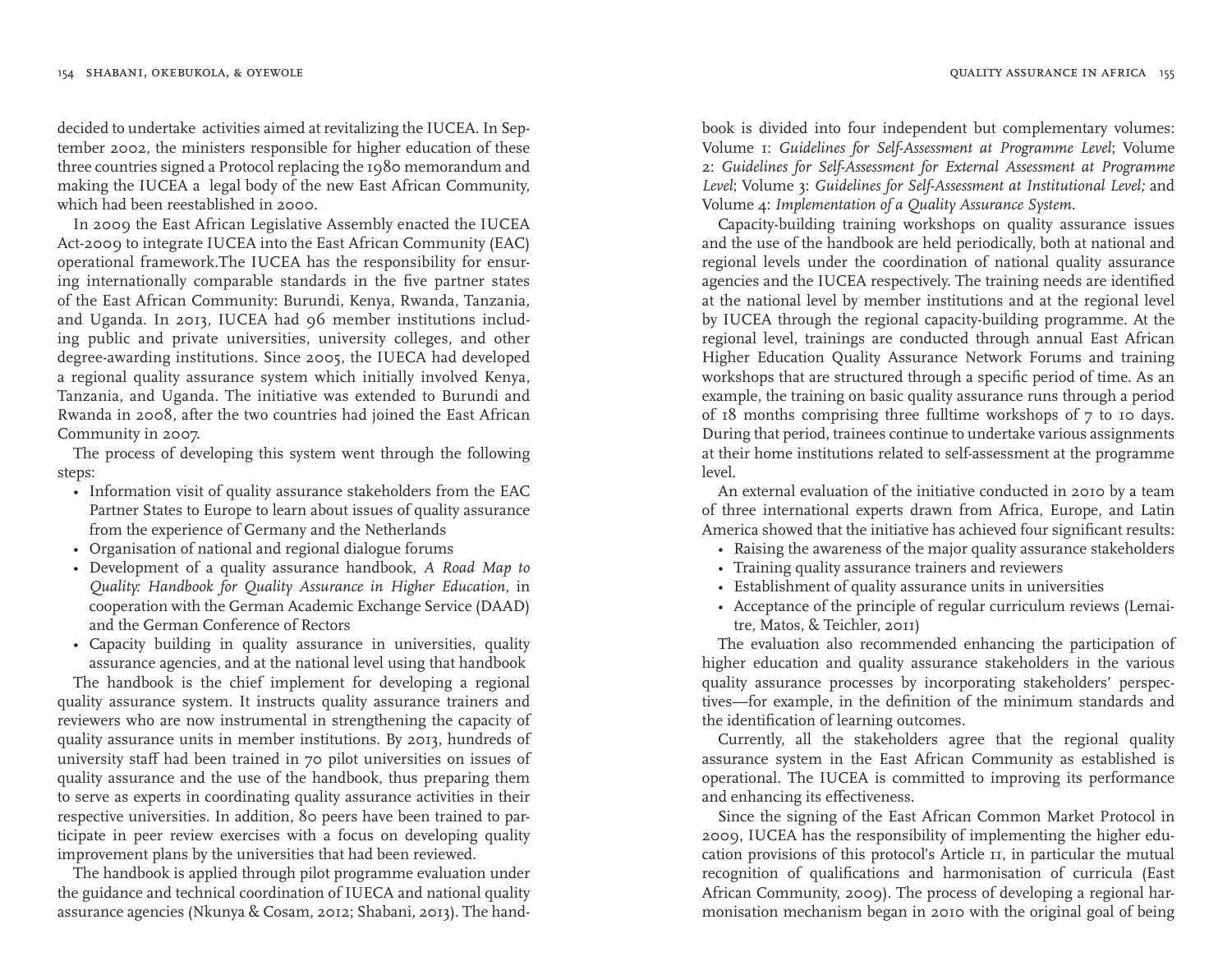decided to undertake activities aimed at revitalizing the IUCEA. In September 2002, the ministers responsible for higher education of these three countries signed a Protocol replacing the 1980 memorandum and making the IUCEA a legal body of the new East African Community, which had been reestablished in 2000.

In 2009 the East African Legislative Assembly enacted the IUCEA Act-2009 to integrate IUCEA into the East African Community (EAC) operational framework.The IUCEA has the responsibility for ensuring internationally comparable standards in the five partner states of the East African Community: Burundi, Kenya, Rwanda, Tanzania, and Uganda. In 2013, IUCEA had 96 member institutions including public and private universities, university colleges, and other degree-awarding institutions. Since 2005, the IUECA had developed a regional quality assurance system which initially involved Kenya, Tanzania, and Uganda. The initiative was extended to Burundi and Rwanda in 2008, after the two countries had joined the East African Community in 2007.

The process of developing this system went through the following steps:

- Information visit of quality assurance stakeholders from the EAC Partner States to Europe to learn about issues of quality assurance from the experience of Germany and the Netherlands
- Organisation of national and regional dialogue forums
- Development of a quality assurance handbook, *A Road Map to Quality: Handbook for Quality Assurance in Higher Education*, in cooperation with the German Academic Exchange Service (DAAD) and the German Conference of Rectors
- Capacity building in quality assurance in universities, quality assurance agencies, and at the national level using that handbook

The handbook is the chief implement for developing a regional quality assurance system. It instructs quality assurance trainers and reviewers who are now instrumental in strengthening the capacity of quality assurance units in member institutions. By 2013, hundreds of university staff had been trained in 70 pilot universities on issues of quality assurance and the use of the handbook, thus preparing them to serve as experts in coordinating quality assurance activities in their respective universities. In addition, 80 peers have been trained to participate in peer review exercises with a focus on developing quality improvement plans by the universities that had been reviewed.

The handbook is applied through pilot programme evaluation under the guidance and technical coordination of IUECA and national quality assurance agencies (Nkunya & Cosam, 2012; Shabani, 2013). The handbook is divided into four independent but complementary volumes: Volume 1: *Guidelines for Self-Assessment at Programme Level*; Volume 2: *Guidelines for Self-Assessment for External Assessment at Programme Level*; Volume 3: *Guidelines for Self-Assessment at Institutional Level;* and Volume 4: *Implementation of a Quality Assurance System*.

Capacity-building training workshops on quality assurance issues and the use of the handbook are held periodically, both at national and regional levels under the coordination of national quality assurance agencies and the IUCEA respectively. The training needs are identified at the national level by member institutions and at the regional level by IUCEA through the regional capacity-building programme. At the regional level, trainings are conducted through annual East African Higher Education Quality Assurance Network Forums and training workshops that are structured through a specific period of time. As an example, the training on basic quality assurance runs through a period of 18 months comprising three fulltime workshops of 7 to 10 days. During that period, trainees continue to undertake various assignments at their home institutions related to self-assessment at the programme level.

An external evaluation of the initiative conducted in 2010 by a team of three international experts drawn from Africa, Europe, and Latin America showed that the initiative has achieved four significant results:

- Raising the awareness of the major quality assurance stakeholders
- Training quality assurance trainers and reviewers
- Establishment of quality assurance units in universities
- Acceptance of the principle of regular curriculum reviews (Lemaitre, Matos, & Teichler, 2011)

The evaluation also recommended enhancing the participation of higher education and quality assurance stakeholders in the various quality assurance processes by incorporating stakeholders' perspectives—for example, in the definition of the minimum standards and the identification of learning outcomes.

Currently, all the stakeholders agree that the regional quality assurance system in the East African Community as established is operational. The IUCEA is committed to improving its performance and enhancing its effectiveness.

Since the signing of the East African Common Market Protocol in 2009, IUCEA has the responsibility of implementing the higher education provisions of this protocol's Article 11, in particular the mutual recognition of qualifications and harmonisation of curricula (East African Community, 2009). The process of developing a regional harmonisation mechanism began in 2010 with the original goal of being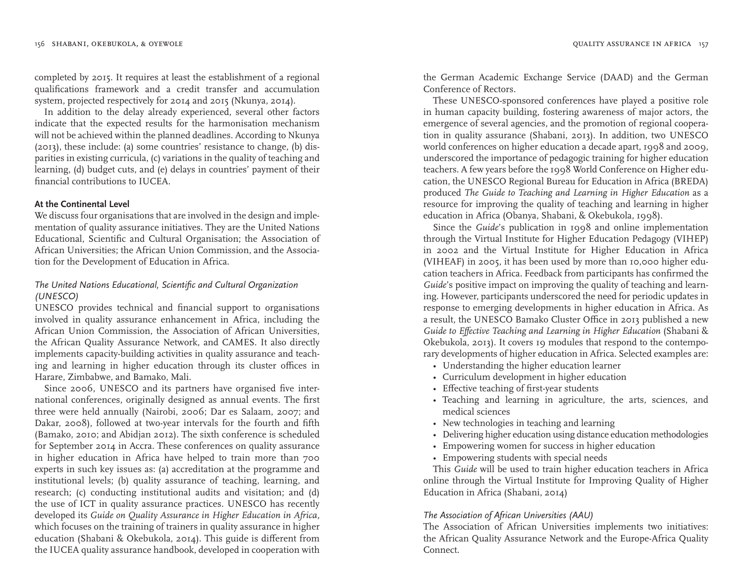completed by 2015. It requires at least the establishment of a regional qualifications framework and a credit transfer and accumulation system, projected respectively for 2014 and 2015 (Nkunya, 2014).

In addition to the delay already experienced, several other factors indicate that the expected results for the harmonisation mechanism will not be achieved within the planned deadlines. According to Nkunya (2013), these include: (a) some countries' resistance to change, (b) disparities in existing curricula, (c) variations in the quality of teaching and learning, (d) budget cuts, and (e) delays in countries' payment of their financial contributions to IUCEA.

## At the Continental Level

We discuss four organisations that are involved in the design and implementation of quality assurance initiatives. They are the United Nations Educational, Scientific and Cultural Organisation; the Association of African Universities; the African Union Commission, and the Association for the Development of Education in Africa.

### *The United Nations Educational, Scientific and Cultural Organization (UNESCO)*

UNESCO provides technical and financial support to organisations involved in quality assurance enhancement in Africa, including the African Union Commission, the Association of African Universities, the African Quality Assurance Network, and CAMES. It also directly implements capacity-building activities in quality assurance and teaching and learning in higher education through its cluster offices in Harare, Zimbabwe, and Bamako, Mali.

Since 2006, UNESCO and its partners have organised five international conferences, originally designed as annual events. The first three were held annually (Nairobi, 2006; Dar es Salaam, 2007; and Dakar, 2008), followed at two-year intervals for the fourth and fifth (Bamako, 2010; and Abidjan 2012). The sixth conference is scheduled for September 2014 in Accra. These conferences on quality assurance in higher education in Africa have helped to train more than 700 experts in such key issues as: (a) accreditation at the programme and institutional levels; (b) quality assurance of teaching, learning, and research; (c) conducting institutional audits and visitation; and (d) the use of ICT in quality assurance practices. UNESCO has recently developed its *Guide on Quality Assurance in Higher Education in Africa*, which focuses on the training of trainers in quality assurance in higher education (Shabani & Okebukola, 2014). This guide is different from the IUCEA quality assurance handbook, developed in cooperation with the German Academic Exchange Service (DAAD) and the German Conference of Rectors.

These UNESCO-sponsored conferences have played a positive role in human capacity building, fostering awareness of major actors, the emergence of several agencies, and the promotion of regional cooperation in quality assurance (Shabani, 2013). In addition, two UNESCO world conferences on higher education a decade apart, 1998 and 2009, underscored the importance of pedagogic training for higher education teachers. A few years before the 1998 World Conference on Higher education, the UNESCO Regional Bureau for Education in Africa (BREDA) produced *The Guide to Teaching and Learning in Higher Education* as a resource for improving the quality of teaching and learning in higher education in Africa (Obanya, Shabani, & Okebukola, 1998).

Since the *Guide*'s publication in 1998 and online implementation through the Virtual Institute for Higher Education Pedagogy (VIHEP) in 2002 and the Virtual Institute for Higher Education in Africa (VIHEAF) in 2005, it has been used by more than 10,000 higher education teachers in Africa. Feedback from participants has confirmed the *Guide*'s positive impact on improving the quality of teaching and learning. However, participants underscored the need for periodic updates in response to emerging developments in higher education in Africa. As a result, the UNESCO Bamako Cluster Office in 2013 published a new *Guide to Effective Teaching and Learning in Higher Education* (Shabani & Okebukola, 2013). It covers 19 modules that respond to the contemporary developments of higher education in Africa. Selected examples are:

- Understanding the higher education learner
- Curriculum development in higher education
- Effective teaching of first-year students
- Teaching and learning in agriculture, the arts, sciences, and medical sciences
- New technologies in teaching and learning
- Delivering higher education using distance education methodologies
- Empowering women for success in higher education
- Empowering students with special needs

This *Guide* will be used to train higher education teachers in Africa online through the Virtual Institute for Improving Quality of Higher Education in Africa (Shabani, 2014)

### *The Association of African Universities (AAU)*

The Association of African Universities implements two initiatives: the African Quality Assurance Network and the Europe-Africa Quality Connect.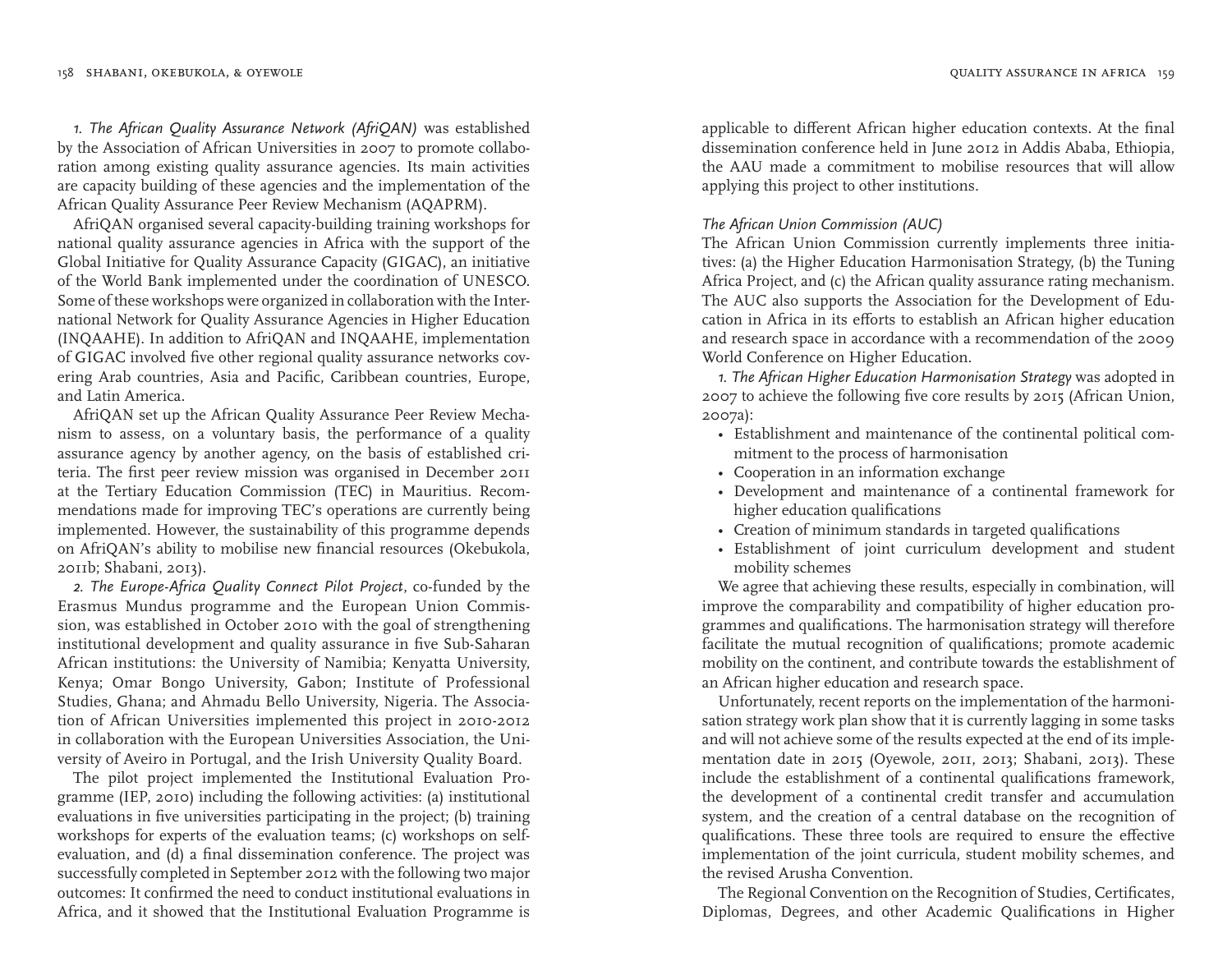*1. The African Quality Assurance Network (AfriQAN)* was established by the Association of African Universities in 2007 to promote collaboration among existing quality assurance agencies. Its main activities are capacity building of these agencies and the implementation of the African Quality Assurance Peer Review Mechanism (AQAPRM).

AfriQAN organised several capacity-building training workshops for national quality assurance agencies in Africa with the support of the Global Initiative for Quality Assurance Capacity (GIGAC), an initiative of the World Bank implemented under the coordination of UNESCO. Some of these workshops were organized in collaboration with the International Network for Quality Assurance Agencies in Higher Education (INQAAHE). In addition to AfriQAN and INQAAHE, implementation of GIGAC involved five other regional quality assurance networks covering Arab countries, Asia and Pacific, Caribbean countries, Europe, and Latin America.

AfriQAN set up the African Quality Assurance Peer Review Mechanism to assess, on a voluntary basis, the performance of a quality assurance agency by another agency, on the basis of established criteria. The first peer review mission was organised in December 2011 at the Tertiary Education Commission (TEC) in Mauritius. Recommendations made for improving TEC's operations are currently being implemented. However, the sustainability of this programme depends on AfriQAN's ability to mobilise new financial resources (Okebukola, 2011b; Shabani, 2013).

*2. The Europe-Africa Quality Connect Pilot Project*, co-funded by the Erasmus Mundus programme and the European Union Commission, was established in October 2010 with the goal of strengthening institutional development and quality assurance in five Sub-Saharan African institutions: the University of Namibia; Kenyatta University, Kenya; Omar Bongo University, Gabon; Institute of Professional Studies, Ghana; and Ahmadu Bello University, Nigeria. The Association of African Universities implemented this project in 2010-2012 in collaboration with the European Universities Association, the University of Aveiro in Portugal, and the Irish University Quality Board.

The pilot project implemented the Institutional Evaluation Programme (IEP, 2010) including the following activities: (a) institutional evaluations in five universities participating in the project; (b) training workshops for experts of the evaluation teams; (c) workshops on self-evaluation, and (d) a final dissemination conference. The project was successfully completed in September 2012 with the following two major outcomes: It confirmed the need to conduct institutional evaluations in Africa, and it showed that the Institutional Evaluation Programme is applicable to different African higher education contexts. At the final dissemination conference held in June 2012 in Addis Ababa, Ethiopia, the AAU made a commitment to mobilise resources that will allow applying this project to other institutions.

### *The African Union Commission (AUC)*

The African Union Commission currently implements three initiatives: (a) the Higher Education Harmonisation Strategy, (b) the Tuning Africa Project, and (c) the African quality assurance rating mechanism. The AUC also supports the Association for the Development of Education in Africa in its efforts to establish an African higher education and research space in accordance with a recommendation of the 2009 World Conference on Higher Education.

*1. The African Higher Education Harmonisation Strategy* was adopted in 2007 to achieve the following five core results by 2015 (African Union, 2007a):

- Establishment and maintenance of the continental political commitment to the process of harmonisation
- Cooperation in an information exchange
- Development and maintenance of a continental framework for higher education qualifications
- Creation of minimum standards in targeted qualifications
- Establishment of joint curriculum development and student mobility schemes

We agree that achieving these results, especially in combination, will improve the comparability and compatibility of higher education programmes and qualifications. The harmonisation strategy will therefore facilitate the mutual recognition of qualifications; promote academic mobility on the continent, and contribute towards the establishment of an African higher education and research space.

Unfortunately, recent reports on the implementation of the harmonisation strategy work plan show that it is currently lagging in some tasks and will not achieve some of the results expected at the end of its implementation date in 2015 (Oyewole, 2011, 2013; Shabani, 2013). These include the establishment of a continental qualifications framework, the development of a continental credit transfer and accumulation system, and the creation of a central database on the recognition of qualifications. These three tools are required to ensure the effective implementation of the joint curricula, student mobility schemes, and the revised Arusha Convention.

The Regional Convention on the Recognition of Studies, Certificates, Diplomas, Degrees, and other Academic Qualifications in Higher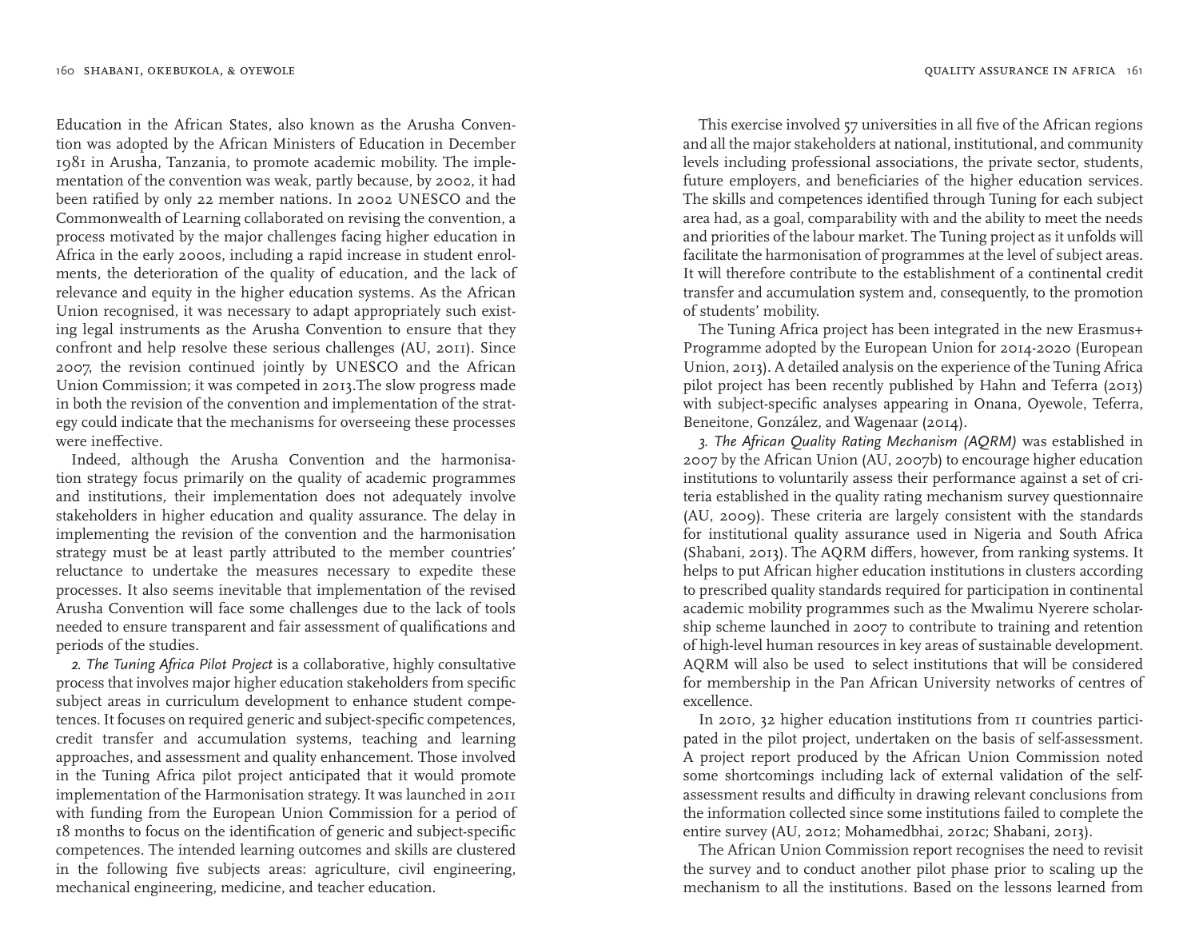Education in the African States, also known as the Arusha Convention was adopted by the African Ministers of Education in December 1981 in Arusha, Tanzania, to promote academic mobility. The implementation of the convention was weak, partly because, by 2002, it had been ratified by only 22 member nations. In 2002 UNESCO and the Commonwealth of Learning collaborated on revising the convention, a process motivated by the major challenges facing higher education in Africa in the early 2000s, including a rapid increase in student enrolments, the deterioration of the quality of education, and the lack of relevance and equity in the higher education systems. As the African Union recognised, it was necessary to adapt appropriately such existing legal instruments as the Arusha Convention to ensure that they confront and help resolve these serious challenges (AU, 2011). Since 2007, the revision continued jointly by UNESCO and the African Union Commission; it was competed in 2013.The slow progress made in both the revision of the convention and implementation of the strategy could indicate that the mechanisms for overseeing these processes were ineffective.

Indeed, although the Arusha Convention and the harmonisation strategy focus primarily on the quality of academic programmes and institutions, their implementation does not adequately involve stakeholders in higher education and quality assurance. The delay in implementing the revision of the convention and the harmonisation strategy must be at least partly attributed to the member countries' reluctance to undertake the measures necessary to expedite these processes. It also seems inevitable that implementation of the revised Arusha Convention will face some challenges due to the lack of tools needed to ensure transparent and fair assessment of qualifications and periods of the studies.

*2. The Tuning Africa Pilot Project* is a collaborative, highly consultative process that involves major higher education stakeholders from specific subject areas in curriculum development to enhance student competences. It focuses on required generic and subject-specific competences, credit transfer and accumulation systems, teaching and learning approaches, and assessment and quality enhancement. Those involved in the Tuning Africa pilot project anticipated that it would promote implementation of the Harmonisation strategy. It was launched in 2011 with funding from the European Union Commission for a period of 18 months to focus on the identification of generic and subject-specific competences. The intended learning outcomes and skills are clustered in the following five subjects areas: agriculture, civil engineering, mechanical engineering, medicine, and teacher education.

This exercise involved 57 universities in all five of the African regions and all the major stakeholders at national, institutional, and community levels including professional associations, the private sector, students, future employers, and beneficiaries of the higher education services. The skills and competences identified through Tuning for each subject area had, as a goal, comparability with and the ability to meet the needs and priorities of the labour market. The Tuning project as it unfolds will facilitate the harmonisation of programmes at the level of subject areas. It will therefore contribute to the establishment of a continental credit transfer and accumulation system and, consequently, to the promotion of students' mobility.

The Tuning Africa project has been integrated in the new Erasmus+ Programme adopted by the European Union for 2014-2020 (European Union, 2013). A detailed analysis on the experience of the Tuning Africa pilot project has been recently published by Hahn and Teferra (2013) with subject-specific analyses appearing in Onana, Oyewole, Teferra, Beneitone, González, and Wagenaar (2014).

*3. The African Quality Rating Mechanism (AQRM)* was established in 2007 by the African Union (AU, 2007b) to encourage higher education institutions to voluntarily assess their performance against a set of criteria established in the quality rating mechanism survey questionnaire (AU, 2009). These criteria are largely consistent with the standards for institutional quality assurance used in Nigeria and South Africa (Shabani, 2013). The AQRM differs, however, from ranking systems. It helps to put African higher education institutions in clusters according to prescribed quality standards required for participation in continental academic mobility programmes such as the Mwalimu Nyerere scholarship scheme launched in 2007 to contribute to training and retention of high-level human resources in key areas of sustainable development. AQRM will also be used to select institutions that will be considered for membership in the Pan African University networks of centres of excellence.

In 2010, 32 higher education institutions from 11 countries participated in the pilot project, undertaken on the basis of self-assessment. A project report produced by the African Union Commission noted some shortcomings including lack of external validation of the self-assessment results and difficulty in drawing relevant conclusions from the information collected since some institutions failed to complete the entire survey (AU, 2012; Mohamedbhai, 2012c; Shabani, 2013).

The African Union Commission report recognises the need to revisit the survey and to conduct another pilot phase prior to scaling up the mechanism to all the institutions. Based on the lessons learned from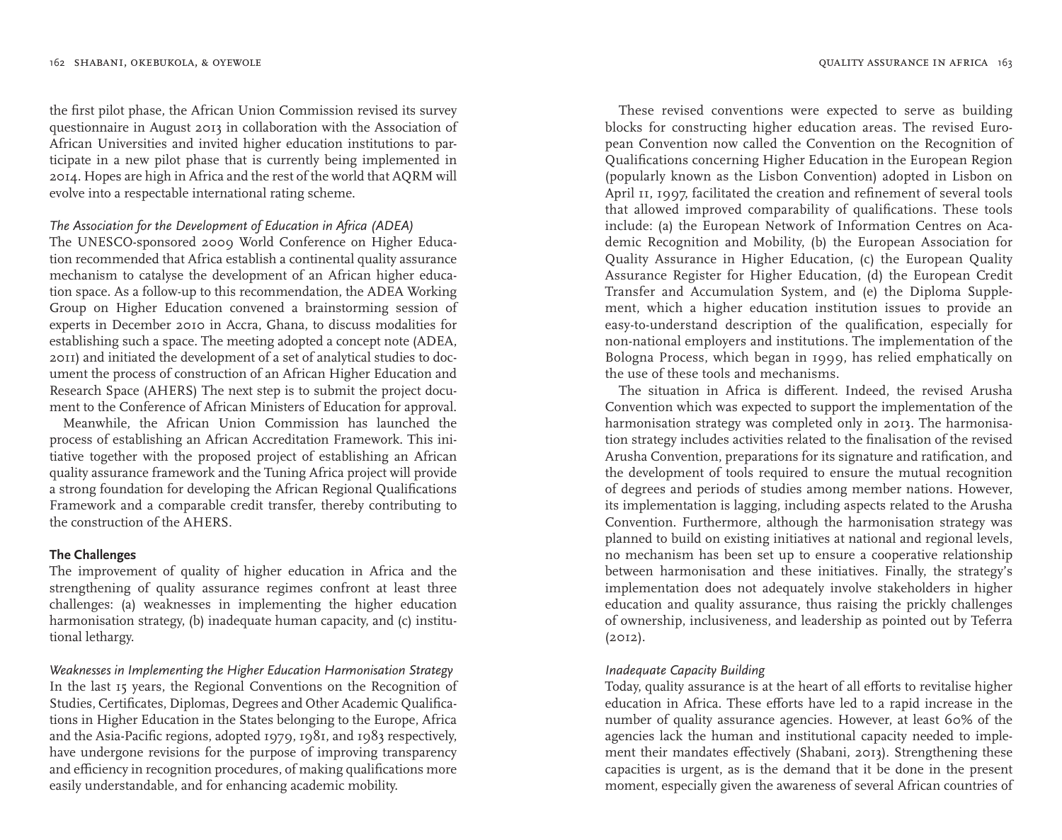the first pilot phase, the African Union Commission revised its survey questionnaire in August 2013 in collaboration with the Association of African Universities and invited higher education institutions to participate in a new pilot phase that is currently being implemented in 2014. Hopes are high in Africa and the rest of the world that AQRM will evolve into a respectable international rating scheme.

*The Association for the Development of Education in Africa (ADEA)*

The UNESCO-sponsored 2009 World Conference on Higher Education recommended that Africa establish a continental quality assurance mechanism to catalyse the development of an African higher education space. As a follow-up to this recommendation, the ADEA Working Group on Higher Education convened a brainstorming session of experts in December 2010 in Accra, Ghana, to discuss modalities for establishing such a space. The meeting adopted a concept note (ADEA, 2011) and initiated the development of a set of analytical studies to document the process of construction of an African Higher Education and Research Space (AHERS) The next step is to submit the project document to the Conference of African Ministers of Education for approval.

Meanwhile, the African Union Commission has launched the process of establishing an African Accreditation Framework. This initiative together with the proposed project of establishing an African quality assurance framework and the Tuning Africa project will provide a strong foundation for developing the African Regional Qualifications Framework and a comparable credit transfer, thereby contributing to the construction of the AHERS.

## The Challenges

The improvement of quality of higher education in Africa and the strengthening of quality assurance regimes confront at least three challenges: (a) weaknesses in implementing the higher education harmonisation strategy, (b) inadequate human capacity, and (c) institutional lethargy.

*Weaknesses in Implementing the Higher Education Harmonisation Strategy*

In the last 15 years, the Regional Conventions on the Recognition of Studies, Certificates, Diplomas, Degrees and Other Academic Qualifications in Higher Education in the States belonging to the Europe, Africa and the Asia-Pacific regions, adopted 1979, 1981, and 1983 respectively, have undergone revisions for the purpose of improving transparency and efficiency in recognition procedures, of making qualifications more easily understandable, and for enhancing academic mobility.

These revised conventions were expected to serve as building blocks for constructing higher education areas. The revised European Convention now called the Convention on the Recognition of Qualifications concerning Higher Education in the European Region (popularly known as the Lisbon Convention) adopted in Lisbon on April 11, 1997, facilitated the creation and refinement of several tools that allowed improved comparability of qualifications. These tools include: (a) the European Network of Information Centres on Academic Recognition and Mobility, (b) the European Association for Quality Assurance in Higher Education, (c) the European Quality Assurance Register for Higher Education, (d) the European Credit Transfer and Accumulation System, and (e) the Diploma Supplement, which a higher education institution issues to provide an easy-to-understand description of the qualification, especially for non-national employers and institutions. The implementation of the Bologna Process, which began in 1999, has relied emphatically on the use of these tools and mechanisms.

The situation in Africa is different. Indeed, the revised Arusha Convention which was expected to support the implementation of the harmonisation strategy was completed only in 2013. The harmonisation strategy includes activities related to the finalisation of the revised Arusha Convention, preparations for its signature and ratification, and the development of tools required to ensure the mutual recognition of degrees and periods of studies among member nations. However, its implementation is lagging, including aspects related to the Arusha Convention. Furthermore, although the harmonisation strategy was planned to build on existing initiatives at national and regional levels, no mechanism has been set up to ensure a cooperative relationship between harmonisation and these initiatives. Finally, the strategy's implementation does not adequately involve stakeholders in higher education and quality assurance, thus raising the prickly challenges of ownership, inclusiveness, and leadership as pointed out by Teferra (2012).

*Inadequate Capacity Building*

Today, quality assurance is at the heart of all efforts to revitalise higher education in Africa. These efforts have led to a rapid increase in the number of quality assurance agencies. However, at least 60% of the agencies lack the human and institutional capacity needed to implement their mandates effectively (Shabani, 2013). Strengthening these capacities is urgent, as is the demand that it be done in the present moment, especially given the awareness of several African countries of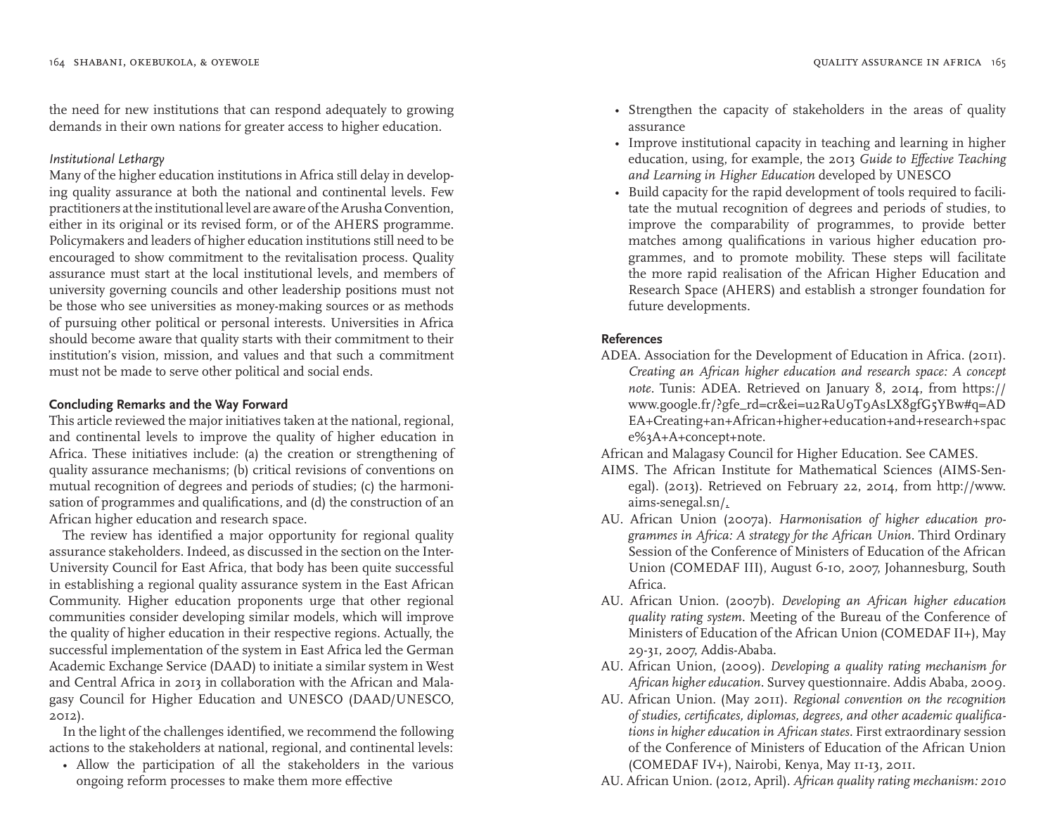the need for new institutions that can respond adequately to growing demands in their own nations for greater access to higher education.

*Institutional Lethargy*

Many of the higher education institutions in Africa still delay in developing quality assurance at both the national and continental levels. Few practitioners at the institutional level are aware of the Arusha Convention, either in its original or its revised form, or of the AHERS programme. Policymakers and leaders of higher education institutions still need to be encouraged to show commitment to the revitalisation process. Quality assurance must start at the local institutional levels, and members of university governing councils and other leadership positions must not be those who see universities as money-making sources or as methods of pursuing other political or personal interests. Universities in Africa should become aware that quality starts with their commitment to their institution's vision, mission, and values and that such a commitment must not be made to serve other political and social ends.

### Concluding Remarks and the Way Forward

This article reviewed the major initiatives taken at the national, regional, and continental levels to improve the quality of higher education in Africa. These initiatives include: (a) the creation or strengthening of quality assurance mechanisms; (b) critical revisions of conventions on mutual recognition of degrees and periods of studies; (c) the harmonisation of programmes and qualifications, and (d) the construction of an African higher education and research space.

The review has identified a major opportunity for regional quality assurance stakeholders. Indeed, as discussed in the section on the Inter-University Council for East Africa, that body has been quite successful in establishing a regional quality assurance system in the East African Community. Higher education proponents urge that other regional communities consider developing similar models, which will improve the quality of higher education in their respective regions. Actually, the successful implementation of the system in East Africa led the German Academic Exchange Service (DAAD) to initiate a similar system in West and Central Africa in 2013 in collaboration with the African and Malagasy Council for Higher Education and UNESCO (DAAD/UNESCO, 2012).

In the light of the challenges identified, we recommend the following actions to the stakeholders at national, regional, and continental levels:

- Allow the participation of all the stakeholders in the various ongoing reform processes to make them more effective
- Strengthen the capacity of stakeholders in the areas of quality assurance
- Improve institutional capacity in teaching and learning in higher education, using, for example, the 2013 *Guide to Effective Teaching and Learning in Higher Education* developed by UNESCO
- Build capacity for the rapid development of tools required to facilitate the mutual recognition of degrees and periods of studies, to improve the comparability of programmes, to provide better matches among qualifications in various higher education programmes, and to promote mobility. These steps will facilitate the more rapid realisation of the African Higher Education and Research Space (AHERS) and establish a stronger foundation for future developments.

### References

ADEA. Association for the Development of Education in Africa. (2011). *Creating an African higher education and research space: A concept note*. Tunis: ADEA. Retrieved on January 8, 2014, from https://www.google.fr/?gfe_rd=cr&ei=u2RaU9T9AsLX8gfG5YBw#q=ADEA+Creating+an+African+higher+education+and+research+space%3A+A+concept+note.

African and Malagasy Council for Higher Education. See CAMES.

AIMS. The African Institute for Mathematical Sciences (AIMS-Senegal). (2013). Retrieved on February 22, 2014, from http://www.aims-senegal.sn/.

AU. African Union (2007a). *Harmonisation of higher education programmes in Africa: A strategy for the African Union*. Third Ordinary Session of the Conference of Ministers of Education of the African Union (COMEDAF III), August 6-10, 2007, Johannesburg, South Africa.

AU. African Union. (2007b). *Developing an African higher education quality rating system*. Meeting of the Bureau of the Conference of Ministers of Education of the African Union (COMEDAF II+), May 29-31, 2007, Addis-Ababa.

AU. African Union, (2009). *Developing a quality rating mechanism for African higher education*. Survey questionnaire. Addis Ababa, 2009.

AU. African Union. (May 2011). *Regional convention on the recognition of studies, certificates, diplomas, degrees, and other academic qualifications in higher education in African states*. First extraordinary session of the Conference of Ministers of Education of the African Union (COMEDAF IV+), Nairobi, Kenya, May 11-13, 2011.

AU. African Union. (2012, April). *African quality rating mechanism: 2010*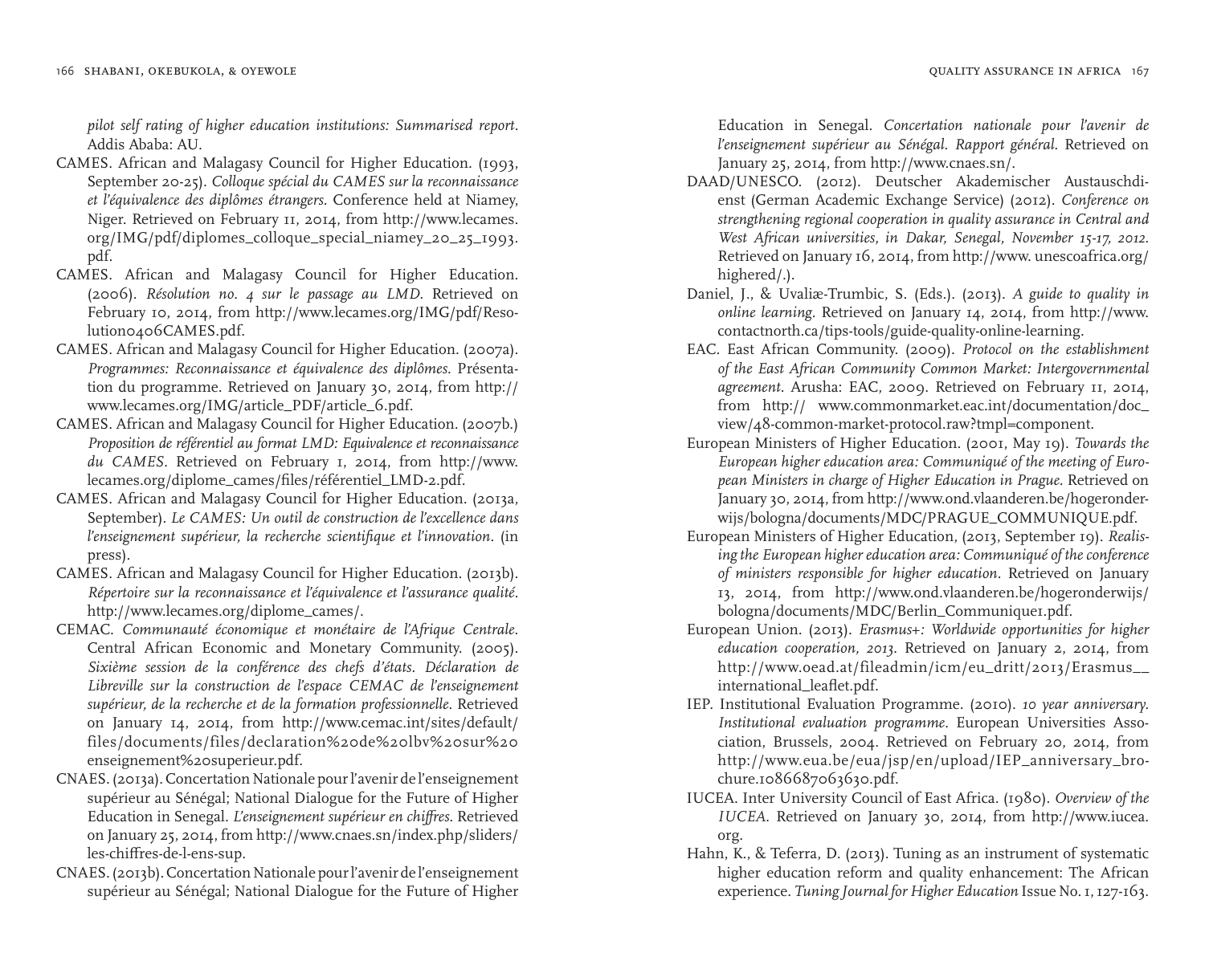*pilot self rating of higher education institutions: Summarised report*. Addis Ababa: AU.

CAMES. African and Malagasy Council for Higher Education. (1993, September 20-25). *Colloque spécial du CAMES sur la reconnaissance et l'équivalence des diplômes étrangers*. Conference held at Niamey, Niger. Retrieved on February 11, 2014, from http://www.lecames.org/IMG/pdf/diplomes_colloque_special_niamey_20_25_1993.pdf.

CAMES. African and Malagasy Council for Higher Education. (2006). *Résolution no. 4 sur le passage au LMD*. Retrieved on February 10, 2014, from http://www.lecames.org/IMG/pdf/Resolution0406CAMES.pdf.

CAMES. African and Malagasy Council for Higher Education. (2007a). *Programmes: Reconnaissance et équivalence des diplômes*. Présentation du programme. Retrieved on January 30, 2014, from http://www.lecames.org/IMG/article_PDF/article_6.pdf.

CAMES. African and Malagasy Council for Higher Education. (2007b.) *Proposition de référentiel au format LMD: Equivalence et reconnaissance du CAMES*. Retrieved on February 1, 2014, from http://www.lecames.org/diplome_cames/files/référentiel_LMD-2.pdf.

CAMES. African and Malagasy Council for Higher Education. (2013a, September). *Le CAMES: Un outil de construction de l'excellence dans l'enseignement supérieur, la recherche scientifique et l'innovation*. (in press).

CAMES. African and Malagasy Council for Higher Education. (2013b). *Répertoire sur la reconnaissance et l'équivalence et l'assurance qualité*. http://www.lecames.org/diplome_cames/.

CEMAC. *Communauté économique et monétaire de l'Afrique Centrale*. Central African Economic and Monetary Community. (2005). *Sixième session de la conférence des chefs d'états. Déclaration de Libreville sur la construction de l'espace CEMAC de l'enseignement supérieur, de la recherche et de la formation professionnelle*. Retrieved on January 14, 2014, from http://www.cemac.int/sites/default/files/documents/files/declaration%20de%20lbv%20sur%20enseignement%20superieur.pdf.

CNAES. (2013a). Concertation Nationale pour l'avenir de l'enseignement supérieur au Sénégal; National Dialogue for the Future of Higher Education in Senegal. *L'enseignement supérieur en chiffres*. Retrieved on January 25, 2014, from http://www.cnaes.sn/index.php/sliders/les-chiffres-de-l-ens-sup.

CNAES. (2013b). Concertation Nationale pour l'avenir de l'enseignement supérieur au Sénégal; National Dialogue for the Future of Higher Education in Senegal. *Concertation nationale pour l'avenir de l'enseignement supérieur au Sénégal. Rapport général*. Retrieved on January 25, 2014, from http://www.cnaes.sn/.

DAAD/UNESCO. (2012). Deutscher Akademischer Austauschdienst (German Academic Exchange Service) (2012). *Conference on strengthening regional cooperation in quality assurance in Central and West African universities, in Dakar, Senegal, November 15-17, 2012*. Retrieved on January 16, 2014, from http://www. unescoafrica.org/highered/.).

Daniel, J., & Uvaliæ-Trumbic, S. (Eds.). (2013). *A guide to quality in online learning*. Retrieved on January 14, 2014, from http://www.contactnorth.ca/tips-tools/guide-quality-online-learning.

EAC. East African Community. (2009). *Protocol on the establishment of the East African Community Common Market: Intergovernmental agreement*. Arusha: EAC, 2009. Retrieved on February 11, 2014, from http:// www.commonmarket.eac.int/documentation/doc_view/48-common-market-protocol.raw?tmpl=component.

European Ministers of Higher Education. (2001, May 19). *Towards the European higher education area: Communiqué of the meeting of European Ministers in charge of Higher Education in Prague*. Retrieved on January 30, 2014, from http://www.ond.vlaanderen.be/hogeronderwijs/bologna/documents/MDC/PRAGUE_COMMUNIQUE.pdf.

European Ministers of Higher Education, (2013, September 19). *Realising the European higher education area: Communiqué of the conference of ministers responsible for higher education*. Retrieved on January 13, 2014, from http://www.ond.vlaanderen.be/hogeronderwijs/bologna/documents/MDC/Berlin_Communique1.pdf.

European Union. (2013). *Erasmus+: Worldwide opportunities for higher education cooperation, 2013*. Retrieved on January 2, 2014, from http://www.oead.at/fileadmin/icm/eu_dritt/2013/Erasmus__international_leaflet.pdf.

IEP. Institutional Evaluation Programme. (2010). *10 year anniversary. Institutional evaluation programme*. European Universities Association, Brussels, 2004. Retrieved on February 20, 2014, from http://www.eua.be/eua/jsp/en/upload/IEP_anniversary_brochure.1086687063630.pdf.

IUCEA. Inter University Council of East Africa. (1980). *Overview of the IUCEA*. Retrieved on January 30, 2014, from http://www.iucea.org.

Hahn, K., & Teferra, D. (2013). Tuning as an instrument of systematic higher education reform and quality enhancement: The African experience. *Tuning Journal for Higher Education* Issue No. 1, 127-163.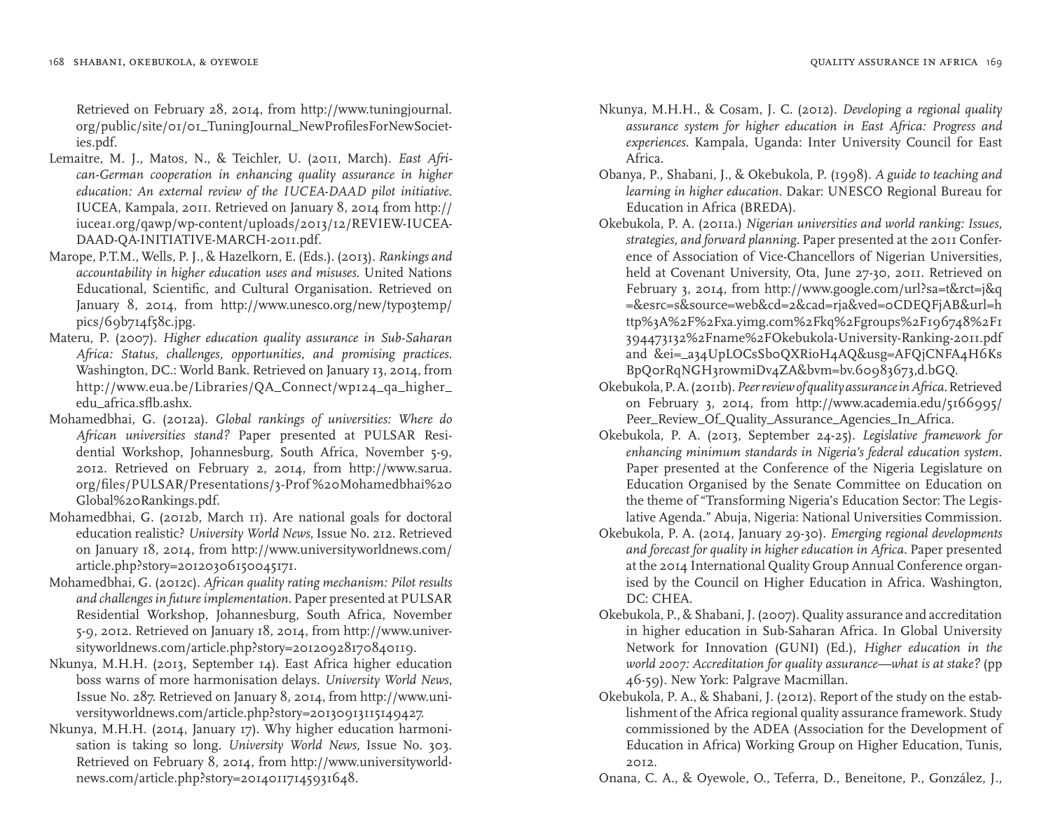Retrieved on February 28, 2014, from http://www.tuningjournal.org/public/site/01/01_TuningJournal_NewProfilesForNewSocieties.pdf.

Lemaitre, M. J., Matos, N., & Teichler, U. (2011, March). *East African-German cooperation in enhancing quality assurance in higher education: An external review of the IUCEA-DAAD pilot initiative*. IUCEA, Kampala, 2011. Retrieved on January 8, 2014 from http://iucea1.org/qawp/wp-content/uploads/2013/12/REVIEW-IUCEA-DAAD-QA-INITIATIVE-MARCH-2011.pdf.

Marope, P.T.M., Wells, P. J., & Hazelkorn, E. (Eds.). (2013). *Rankings and accountability in higher education uses and misuses.* United Nations Educational, Scientific, and Cultural Organisation. Retrieved on January 8, 2014, from http://www.unesco.org/new/typo3temp/pics/69b714f58c.jpg.

Materu, P. (2007). *Higher education quality assurance in Sub-Saharan Africa: Status, challenges, opportunities, and promising practices*. Washington, DC.: World Bank. Retrieved on January 13, 2014, from http://www.eua.be/Libraries/QA_Connect/wp124_qa_higher_edu_africa.sflb.ashx.

Mohamedbhai, G. (2012a). *Global rankings of universities: Where do African universities stand?* Paper presented at PULSAR Residential Workshop, Johannesburg, South Africa, November 5-9, 2012. Retrieved on February 2, 2014, from http://www.sarua.org/files/PULSAR/Presentations/3-Prof%20Mohamedbhai%20Global%20Rankings.pdf.

Mohamedbhai, G. (2012b, March 11). Are national goals for doctoral education realistic? *University World News*, Issue No. 212. Retrieved on January 18, 2014, from http://www.universityworldnews.com/article.php?story=20120306150045171.

Mohamedbhai, G. (2012c). *African quality rating mechanism: Pilot results and challenges in future implementation.* Paper presented at PULSAR Residential Workshop, Johannesburg, South Africa, November 5-9, 2012. Retrieved on January 18, 2014, from http://www.universityworldnews.com/article.php?story=20120928170840119.

Nkunya, M.H.H. (2013, September 14). East Africa higher education boss warns of more harmonisation delays. *University World News*, Issue No. 287. Retrieved on January 8, 2014, from http://www.universityworldnews.com/article.php?story=20130913115149427.

Nkunya, M.H.H. (2014, January 17). Why higher education harmonisation is taking so long. *University World News,* Issue No. 303. Retrieved on February 8, 2014, from http://www.universityworldnews.com/article.php?story=20140117145931648.

Nkunya, M.H.H., & Cosam, J. C. (2012). *Developing a regional quality assurance system for higher education in East Africa: Progress and experiences*. Kampala, Uganda: Inter University Council for East Africa.

Obanya, P., Shabani, J., & Okebukola, P. (1998). *A guide to teaching and learning in higher education*. Dakar: UNESCO Regional Bureau for Education in Africa (BREDA).

Okebukola, P. A. (2011a.) *Nigerian universities and world ranking: Issues, strategies, and forward planning*. Paper presented at the 2011 Conference of Association of Vice-Chancellors of Nigerian Universities, held at Covenant University, Ota, June 27-30, 2011. Retrieved on February 3, 2014, from http://www.google.com/url?sa=t&rct=j&q=&esrc=s&source=web&cd=2&cad=rja&ved=0CDEQFjAB&url=http%3A%2F%2Fxa.yimg.com%2Fkq%2Fgroups%2F196748%2F1394473132%2Fname%2FOkebukola-University-Ranking-2011.pdf and &ei=_a34UpLOCsSb0QXRi0H4AQ&usg=AFQjCNFA4H6KsBpQ0rRqNGH3rowmiDv4ZA&bvm=bv.60983673,d.bGQ.

Okebukola, P. A. (2011b). *Peer review of quality assurance in Africa*. Retrieved on February 3, 2014, from http://www.academia.edu/5166995/Peer_Review_Of_Quality_Assurance_Agencies_In_Africa.

Okebukola, P. A. (2013, September 24-25). *Legislative framework for enhancing minimum standards in Nigeria's federal education system*. Paper presented at the Conference of the Nigeria Legislature on Education Organised by the Senate Committee on Education on the theme of "Transforming Nigeria's Education Sector: The Legislative Agenda." Abuja, Nigeria: National Universities Commission.

Okebukola, P. A. (2014, January 29-30). *Emerging regional developments and forecast for quality in higher education in Africa*. Paper presented at the 2014 International Quality Group Annual Conference organised by the Council on Higher Education in Africa. Washington, DC: CHEA.

Okebukola, P., & Shabani, J. (2007). Quality assurance and accreditation in higher education in Sub-Saharan Africa. In Global University Network for Innovation (GUNI) (Ed.), *Higher education in the world 2007: Accreditation for quality assurance—what is at stake?* (pp 46-59). New York: Palgrave Macmillan.

Okebukola, P. A., & Shabani, J. (2012). Report of the study on the establishment of the Africa regional quality assurance framework. Study commissioned by the ADEA (Association for the Development of Education in Africa) Working Group on Higher Education, Tunis, 2012.

Onana, C. A., & Oyewole, O., Teferra, D., Beneitone, P., González, J.,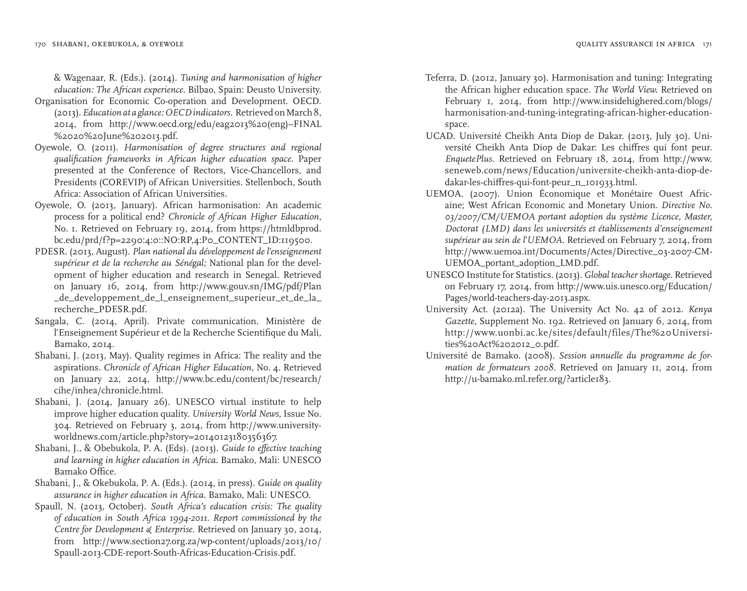& Wagenaar, R. (Eds.). (2014). *Tuning and harmonisation of higher education: The African experience*. Bilbao, Spain: Deusto University.

Organisation for Economic Co-operation and Development. OECD. (2013). *Education at a glance: OECD indicators*. Retrieved on March 8, 2014, from http://www.oecd.org/edu/eag2013%20(eng)--FINAL %2020%20June%202013.pdf.

Oyewole, O. (2011). *Harmonisation of degree structures and regional qualification frameworks in African higher education space*. Paper presented at the Conference of Rectors, Vice-Chancellors, and Presidents (COREVIP) of African Universities. Stellenboch, South Africa: Association of African Universities.

Oyewole, O. (2013, January). African harmonisation: An academic process for a political end? *Chronicle of African Higher Education*, No. 1. Retrieved on February 19, 2014, from https://htmldbprod. bc.edu/prd/f?p=2290:4:0::NO:RP,4:P0_CONTENT_ID:119500.

PDESR. (2013, August). *Plan national du développement de l'enseignement supérieur et de la recherche au Sénégal;* National plan for the development of higher education and research in Senegal. Retrieved on January 16, 2014, from http://www.gouv.sn/IMG/pdf/Plan _de_developpement_de_l_enseignement_superieur_et_de_la_ recherche_PDESR.pdf.

Sangala, C. (2014, April). Private communication. Ministère de l'Enseignement Supérieur et de la Recherche Scientifique du Mali, Bamako, 2014.

Shabani, J. (2013, May). Quality regimes in Africa: The reality and the aspirations. *Chronicle of African Higher Education*, No. 4. Retrieved on January 22, 2014, http://www.bc.edu/content/bc/research/ cihe/inhea/chronicle.html.

Shabani, J. (2014, January 26). UNESCO virtual institute to help improve higher education quality. *University World News*, Issue No. 304. Retrieved on February 3, 2014, from http://www.university-worldnews.com/article.php?story=20140123180356367.

Shabani, J., & Obebukola, P. A. (Eds). (2013). *Guide to effective teaching and learning in higher education in Africa*. Bamako, Mali: UNESCO Bamako Office.

Shabani, J., & Okebukola, P. A. (Eds.). (2014, in press). *Guide on quality assurance in higher education in Africa*. Bamako, Mali: UNESCO.

Spaull, N. (2013, October). *South Africa's education crisis: The quality of education in South Africa 1994-2011. Report commissioned by the Centre for Development & Enterprise*. Retrieved on January 30, 2014, from http://www.section27.org.za/wp-content/uploads/2013/10/ Spaull-2013-CDE-report-South-Africas-Education-Crisis.pdf.

Teferra, D. (2012, January 30). Harmonisation and tuning: Integrating the African higher education space. *The World View.* Retrieved on February 1, 2014, from http://www.insidehighered.com/blogs/ harmonisation-and-tuning-integrating-african-higher-education-space.

UCAD. Université Cheikh Anta Diop de Dakar. (2013, July 30). Université Cheikh Anta Diop de Dakar: Les chiffres qui font peur. *EnquetePlus*. Retrieved on February 18, 2014, from http://www. seneweb.com/news/Education/universite-cheikh-anta-diop-de-dakar-les-chiffres-qui-font-peur_n_101933.html.

UEMOA. (2007). Union Économique et Monétaire Ouest Africaine; West African Economic and Monetary Union. *Directive No. 03/2007/CM/UEMOA portant adoption du système Licence, Master, Doctorat (LMD) dans les universités et établissements d'enseignement supérieur au sein de l'UEMOA*. Retrieved on February 7, 2014, from http://www.uemoa.int/Documents/Actes/Directive_03-2007-CM-UEMOA_portant_adoption_LMD.pdf.

UNESCO Institute for Statistics. (2013). *Global teacher shortage*. Retrieved on February 17, 2014, from http://www.uis.unesco.org/Education/ Pages/world-teachers-day-2013.aspx.

University Act. (2012a). The University Act No. 42 of 2012. *Kenya Gazette,* Supplement No. 192. Retrieved on January 6, 2014, from http://www.uonbi.ac.ke/sites/default/files/The%20Universities%20Act%202012_0.pdf.

Université de Bamako. (2008). *Session annuelle du programme de formation de formateurs 2008*. Retrieved on January 11, 2014, from http://u-bamako.ml.refer.org/?article183.